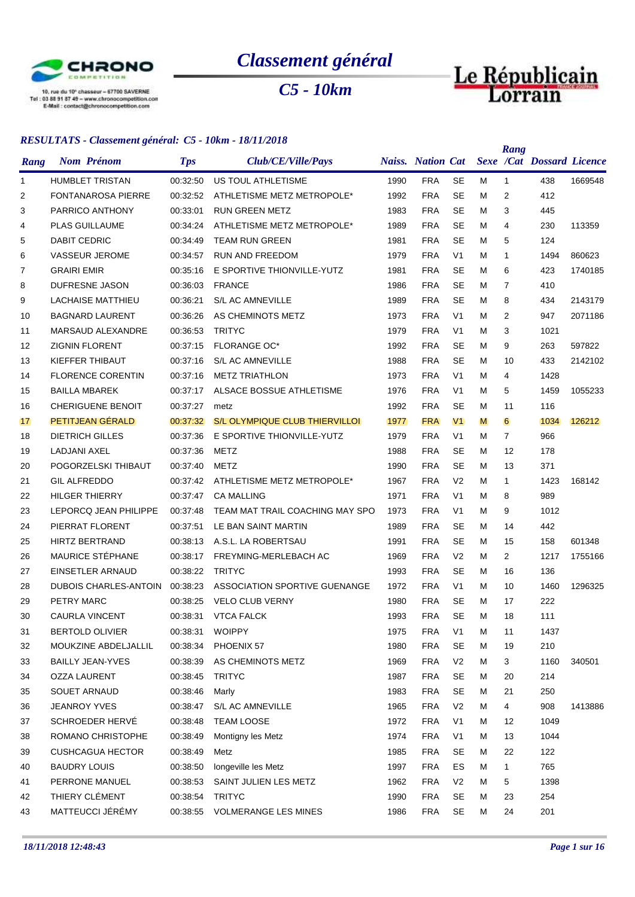# Classement général

## C5 - 10km

CHRONO COMPETITION
10, rue du 10e chasseur – 67700 SAVERNE
Tel : 03 88 91 87 49 – www.chronocompetition.com
E-Mail : contact@chronocompetition.com

Le Républicain Lorrain

### *RESULTATS - Classement général: C5 - 10km - 18/11/2018*

| Rang | Nom Prénom | Tps | Club/CE/Ville/Pays | Naiss. | Nation | Cat | Sexe | Rang /Cat | Dossard | Licence |
|---|---|---|---|---|---|---|---|---|---|---|
| 1 | HUMBLET TRISTAN | 00:32:50 | US TOUL ATHLETISME | 1990 | FRA | SE | M | 1 | 438 | 1669548 |
| 2 | FONTANAROSA PIERRE | 00:32:52 | ATHLETISME METZ METROPOLE* | 1992 | FRA | SE | M | 2 | 412 | |
| 3 | PARRICO ANTHONY | 00:33:01 | RUN GREEN METZ | 1983 | FRA | SE | M | 3 | 445 | |
| 4 | PLAS GUILLAUME | 00:34:24 | ATHLETISME METZ METROPOLE* | 1989 | FRA | SE | M | 4 | 230 | 113359 |
| 5 | DABIT CEDRIC | 00:34:49 | TEAM RUN GREEN | 1981 | FRA | SE | M | 5 | 124 | |
| 6 | VASSEUR JEROME | 00:34:57 | RUN AND FREEDOM | 1979 | FRA | V1 | M | 1 | 1494 | 860623 |
| 7 | GRAIRI EMIR | 00:35:16 | E SPORTIVE THIONVILLE-YUTZ | 1981 | FRA | SE | M | 6 | 423 | 1740185 |
| 8 | DUFRESNE JASON | 00:36:03 | FRANCE | 1986 | FRA | SE | M | 7 | 410 | |
| 9 | LACHAISE MATTHIEU | 00:36:21 | S/L AC AMNEVILLE | 1989 | FRA | SE | M | 8 | 434 | 2143179 |
| 10 | BAGNARD LAURENT | 00:36:26 | AS CHEMINOTS METZ | 1973 | FRA | V1 | M | 2 | 947 | 2071186 |
| 11 | MARSAUD ALEXANDRE | 00:36:53 | TRITYC | 1979 | FRA | V1 | M | 3 | 1021 | |
| 12 | ZIGNIN FLORENT | 00:37:15 | FLORANGE OC* | 1992 | FRA | SE | M | 9 | 263 | 597822 |
| 13 | KIEFFER THIBAUT | 00:37:16 | S/L AC AMNEVILLE | 1988 | FRA | SE | M | 10 | 433 | 2142102 |
| 14 | FLORENCE CORENTIN | 00:37:16 | METZ TRIATHLON | 1973 | FRA | V1 | M | 4 | 1428 | |
| 15 | BAILLA MBAREK | 00:37:17 | ALSACE BOSSUE ATHLETISME | 1976 | FRA | V1 | M | 5 | 1459 | 1055233 |
| 16 | CHERIGUENE BENOIT | 00:37:27 | metz | 1992 | FRA | SE | M | 11 | 116 | |
| 17 | PETITJEAN GÉRALD | 00:37:32 | S/L OLYMPIQUE CLUB THIERVILLOI | 1977 | FRA | V1 | M | 6 | 1034 | 126212 |
| 18 | DIETRICH GILLES | 00:37:36 | E SPORTIVE THIONVILLE-YUTZ | 1979 | FRA | V1 | M | 7 | 966 | |
| 19 | LADJANI AXEL | 00:37:36 | METZ | 1988 | FRA | SE | M | 12 | 178 | |
| 20 | POGORZELSKI THIBAUT | 00:37:40 | METZ | 1990 | FRA | SE | M | 13 | 371 | |
| 21 | GIL ALFREDDO | 00:37:42 | ATHLETISME METZ METROPOLE* | 1967 | FRA | V2 | M | 1 | 1423 | 168142 |
| 22 | HILGER THIERRY | 00:37:47 | CA MALLING | 1971 | FRA | V1 | M | 8 | 989 | |
| 23 | LEPORCQ JEAN PHILIPPE | 00:37:48 | TEAM MAT TRAIL COACHING MAY SPO | 1973 | FRA | V1 | M | 9 | 1012 | |
| 24 | PIERRAT FLORENT | 00:37:51 | LE BAN SAINT MARTIN | 1989 | FRA | SE | M | 14 | 442 | |
| 25 | HIRTZ BERTRAND | 00:38:13 | A.S.L. LA ROBERTSAU | 1991 | FRA | SE | M | 15 | 158 | 601348 |
| 26 | MAURICE STÉPHANE | 00:38:17 | FREYMING-MERLEBACH AC | 1969 | FRA | V2 | M | 2 | 1217 | 1755166 |
| 27 | EINSETLER ARNAUD | 00:38:22 | TRITYC | 1993 | FRA | SE | M | 16 | 136 | |
| 28 | DUBOIS CHARLES-ANTOIN | 00:38:23 | ASSOCIATION SPORTIVE GUENANGE | 1972 | FRA | V1 | M | 10 | 1460 | 1296325 |
| 29 | PETRY MARC | 00:38:25 | VELO CLUB VERNY | 1980 | FRA | SE | M | 17 | 222 | |
| 30 | CAURLA VINCENT | 00:38:31 | VTCA FALCK | 1993 | FRA | SE | M | 18 | 111 | |
| 31 | BERTOLD OLIVIER | 00:38:31 | WOIPPY | 1975 | FRA | V1 | M | 11 | 1437 | |
| 32 | MOUKZINE ABDELJALLIL | 00:38:34 | PHOENIX 57 | 1980 | FRA | SE | M | 19 | 210 | |
| 33 | BAILLY JEAN-YVES | 00:38:39 | AS CHEMINOTS METZ | 1969 | FRA | V2 | M | 3 | 1160 | 340501 |
| 34 | OZZA LAURENT | 00:38:45 | TRITYC | 1987 | FRA | SE | M | 20 | 214 | |
| 35 | SOUET ARNAUD | 00:38:46 | Marly | 1983 | FRA | SE | M | 21 | 250 | |
| 36 | JEANROY YVES | 00:38:47 | S/L AC AMNEVILLE | 1965 | FRA | V2 | M | 4 | 908 | 1413886 |
| 37 | SCHROEDER HERVÉ | 00:38:48 | TEAM LOOSE | 1972 | FRA | V1 | M | 12 | 1049 | |
| 38 | ROMANO CHRISTOPHE | 00:38:49 | Montigny les Metz | 1974 | FRA | V1 | M | 13 | 1044 | |
| 39 | CUSHCAGUA HECTOR | 00:38:49 | Metz | 1985 | FRA | SE | M | 22 | 122 | |
| 40 | BAUDRY LOUIS | 00:38:50 | longeville les Metz | 1997 | FRA | ES | M | 1 | 765 | |
| 41 | PERRONE MANUEL | 00:38:53 | SAINT JULIEN LES METZ | 1962 | FRA | V2 | M | 5 | 1398 | |
| 42 | THIERY CLÉMENT | 00:38:54 | TRITYC | 1990 | FRA | SE | M | 23 | 254 | |
| 43 | MATTEUCCI JÉRÉMY | 00:38:55 | VOLMERANGE LES MINES | 1986 | FRA | SE | M | 24 | 201 | |

*18/11/2018 12:48:43*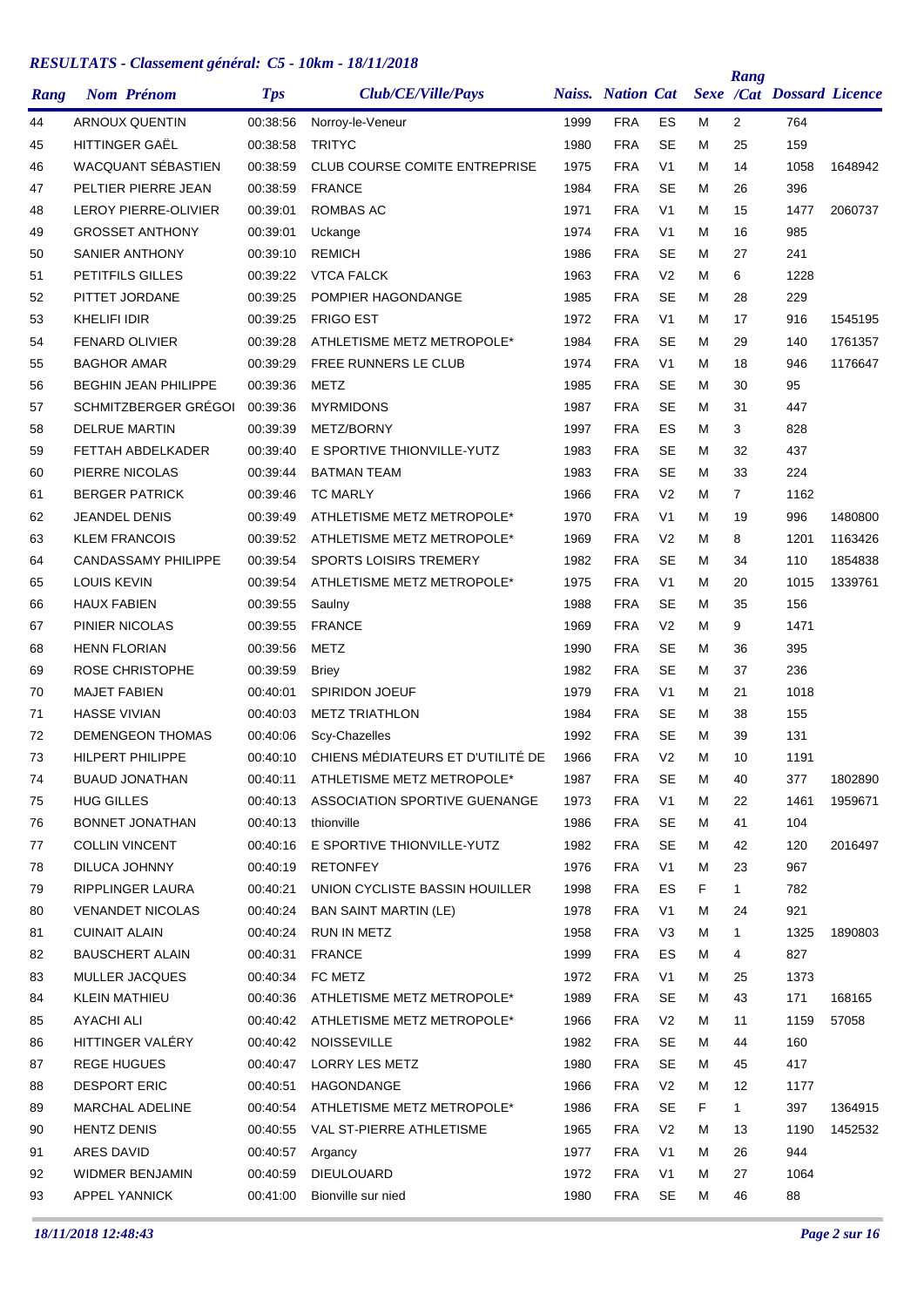# RESULTATS - Classement général: C5 - 10km - 18/11/2018

| Rang | Nom Prénom | Tps | Club/CE/Ville/Pays | Naiss. | Nation | Cat | Sexe | Rang /Cat | Dossard | Licence |
|---|---|---|---|---|---|---|---|---|---|---|
| 44 | ARNOUX QUENTIN | 00:38:56 | Norroy-le-Veneur | 1999 | FRA | ES | M | 2 | 764 | |
| 45 | HITTINGER GAËL | 00:38:58 | TRITYC | 1980 | FRA | SE | M | 25 | 159 | |
| 46 | WACQUANT SÉBASTIEN | 00:38:59 | CLUB COURSE COMITE ENTREPRISE | 1975 | FRA | V1 | M | 14 | 1058 | 1648942 |
| 47 | PELTIER PIERRE JEAN | 00:38:59 | FRANCE | 1984 | FRA | SE | M | 26 | 396 | |
| 48 | LEROY PIERRE-OLIVIER | 00:39:01 | ROMBAS AC | 1971 | FRA | V1 | M | 15 | 1477 | 2060737 |
| 49 | GROSSET ANTHONY | 00:39:01 | Uckange | 1974 | FRA | V1 | M | 16 | 985 | |
| 50 | SANIER ANTHONY | 00:39:10 | REMICH | 1986 | FRA | SE | M | 27 | 241 | |
| 51 | PETITFILS GILLES | 00:39:22 | VTCA FALCK | 1963 | FRA | V2 | M | 6 | 1228 | |
| 52 | PITTET JORDANE | 00:39:25 | POMPIER HAGONDANGE | 1985 | FRA | SE | M | 28 | 229 | |
| 53 | KHELIFI IDIR | 00:39:25 | FRIGO EST | 1972 | FRA | V1 | M | 17 | 916 | 1545195 |
| 54 | FENARD OLIVIER | 00:39:28 | ATHLETISME METZ METROPOLE* | 1984 | FRA | SE | M | 29 | 140 | 1761357 |
| 55 | BAGHOR AMAR | 00:39:29 | FREE RUNNERS LE CLUB | 1974 | FRA | V1 | M | 18 | 946 | 1176647 |
| 56 | BEGHIN JEAN PHILIPPE | 00:39:36 | METZ | 1985 | FRA | SE | M | 30 | 95 | |
| 57 | SCHMITZBERGER GRÉGOI | 00:39:36 | MYRMIDONS | 1987 | FRA | SE | M | 31 | 447 | |
| 58 | DELRUE MARTIN | 00:39:39 | METZ/BORNY | 1997 | FRA | ES | M | 3 | 828 | |
| 59 | FETTAH ABDELKADER | 00:39:40 | E SPORTIVE THIONVILLE-YUTZ | 1983 | FRA | SE | M | 32 | 437 | |
| 60 | PIERRE NICOLAS | 00:39:44 | BATMAN TEAM | 1983 | FRA | SE | M | 33 | 224 | |
| 61 | BERGER PATRICK | 00:39:46 | TC MARLY | 1966 | FRA | V2 | M | 7 | 1162 | |
| 62 | JEANDEL DENIS | 00:39:49 | ATHLETISME METZ METROPOLE* | 1970 | FRA | V1 | M | 19 | 996 | 1480800 |
| 63 | KLEM FRANCOIS | 00:39:52 | ATHLETISME METZ METROPOLE* | 1969 | FRA | V2 | M | 8 | 1201 | 1163426 |
| 64 | CANDASSAMY PHILIPPE | 00:39:54 | SPORTS LOISIRS TREMERY | 1982 | FRA | SE | M | 34 | 110 | 1854838 |
| 65 | LOUIS KEVIN | 00:39:54 | ATHLETISME METZ METROPOLE* | 1975 | FRA | V1 | M | 20 | 1015 | 1339761 |
| 66 | HAUX FABIEN | 00:39:55 | Saulny | 1988 | FRA | SE | M | 35 | 156 | |
| 67 | PINIER NICOLAS | 00:39:55 | FRANCE | 1969 | FRA | V2 | M | 9 | 1471 | |
| 68 | HENN FLORIAN | 00:39:56 | METZ | 1990 | FRA | SE | M | 36 | 395 | |
| 69 | ROSE CHRISTOPHE | 00:39:59 | Briey | 1982 | FRA | SE | M | 37 | 236 | |
| 70 | MAJET FABIEN | 00:40:01 | SPIRIDON JOEUF | 1979 | FRA | V1 | M | 21 | 1018 | |
| 71 | HASSE VIVIAN | 00:40:03 | METZ TRIATHLON | 1984 | FRA | SE | M | 38 | 155 | |
| 72 | DEMENGEON THOMAS | 00:40:06 | Scy-Chazelles | 1992 | FRA | SE | M | 39 | 131 | |
| 73 | HILPERT PHILIPPE | 00:40:10 | CHIENS MÉDIATEURS ET D'UTILITÉ DE | 1966 | FRA | V2 | M | 10 | 1191 | |
| 74 | BUAUD JONATHAN | 00:40:11 | ATHLETISME METZ METROPOLE* | 1987 | FRA | SE | M | 40 | 377 | 1802890 |
| 75 | HUG GILLES | 00:40:13 | ASSOCIATION SPORTIVE GUENANGE | 1973 | FRA | V1 | M | 22 | 1461 | 1959671 |
| 76 | BONNET JONATHAN | 00:40:13 | thionville | 1986 | FRA | SE | M | 41 | 104 | |
| 77 | COLLIN VINCENT | 00:40:16 | E SPORTIVE THIONVILLE-YUTZ | 1982 | FRA | SE | M | 42 | 120 | 2016497 |
| 78 | DILUCA JOHNNY | 00:40:19 | RETONFEY | 1976 | FRA | V1 | M | 23 | 967 | |
| 79 | RIPPLINGER LAURA | 00:40:21 | UNION CYCLISTE BASSIN HOUILLER | 1998 | FRA | ES | F | 1 | 782 | |
| 80 | VENANDET NICOLAS | 00:40:24 | BAN SAINT MARTIN (LE) | 1978 | FRA | V1 | M | 24 | 921 | |
| 81 | CUINAIT ALAIN | 00:40:24 | RUN IN METZ | 1958 | FRA | V3 | M | 1 | 1325 | 1890803 |
| 82 | BAUSCHERT ALAIN | 00:40:31 | FRANCE | 1999 | FRA | ES | M | 4 | 827 | |
| 83 | MULLER JACQUES | 00:40:34 | FC METZ | 1972 | FRA | V1 | M | 25 | 1373 | |
| 84 | KLEIN MATHIEU | 00:40:36 | ATHLETISME METZ METROPOLE* | 1989 | FRA | SE | M | 43 | 171 | 168165 |
| 85 | AYACHI ALI | 00:40:42 | ATHLETISME METZ METROPOLE* | 1966 | FRA | V2 | M | 11 | 1159 | 57058 |
| 86 | HITTINGER VALÉRY | 00:40:42 | NOISSEVILLE | 1982 | FRA | SE | M | 44 | 160 | |
| 87 | REGE HUGUES | 00:40:47 | LORRY LES METZ | 1980 | FRA | SE | M | 45 | 417 | |
| 88 | DESPORT ERIC | 00:40:51 | HAGONDANGE | 1966 | FRA | V2 | M | 12 | 1177 | |
| 89 | MARCHAL ADELINE | 00:40:54 | ATHLETISME METZ METROPOLE* | 1986 | FRA | SE | F | 1 | 397 | 1364915 |
| 90 | HENTZ DENIS | 00:40:55 | VAL ST-PIERRE ATHLETISME | 1965 | FRA | V2 | M | 13 | 1190 | 1452532 |
| 91 | ARES DAVID | 00:40:57 | Argancy | 1977 | FRA | V1 | M | 26 | 944 | |
| 92 | WIDMER BENJAMIN | 00:40:59 | DIEULOUARD | 1972 | FRA | V1 | M | 27 | 1064 | |
| 93 | APPEL YANNICK | 00:41:00 | Bionville sur nied | 1980 | FRA | SE | M | 46 | 88 | |

*18/11/2018 12:48:43*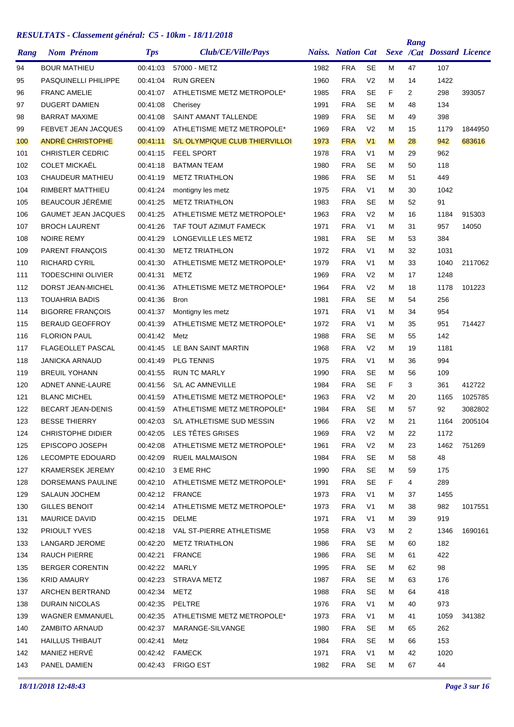# RESULTATS - Classement général: C5 - 10km - 18/11/2018

| Rang | Nom Prénom | Tps | Club/CE/Ville/Pays | Naiss. | Nation | Cat | Sexe | Rang /Cat | Dossard | Licence |
|---|---|---|---|---|---|---|---|---|---|---|
| 94 | BOUR MATHIEU | 00:41:03 | 57000 - METZ | 1982 | FRA | SE | M | 47 | 107 | |
| 95 | PASQUINELLI PHILIPPE | 00:41:04 | RUN GREEN | 1960 | FRA | V2 | M | 14 | 1422 | |
| 96 | FRANC AMELIE | 00:41:07 | ATHLETISME METZ METROPOLE* | 1985 | FRA | SE | F | 2 | 298 | 393057 |
| 97 | DUGERT DAMIEN | 00:41:08 | Cherisey | 1991 | FRA | SE | M | 48 | 134 | |
| 98 | BARRAT MAXIME | 00:41:08 | SAINT AMANT TALLENDE | 1989 | FRA | SE | M | 49 | 398 | |
| 99 | FEBVET JEAN JACQUES | 00:41:09 | ATHLETISME METZ METROPOLE* | 1969 | FRA | V2 | M | 15 | 1179 | 1844950 |
| 100 | ANDRÉ CHRISTOPHE | 00:41:11 | S/L OLYMPIQUE CLUB THIERVILLOI | 1973 | FRA | V1 | M | 28 | 942 | 683616 |
| 101 | CHRISTLER CEDRIC | 00:41:15 | FEEL SPORT | 1978 | FRA | V1 | M | 29 | 962 | |
| 102 | COLET MICKAËL | 00:41:18 | BATMAN TEAM | 1980 | FRA | SE | M | 50 | 118 | |
| 103 | CHAUDEUR MATHIEU | 00:41:19 | METZ TRIATHLON | 1986 | FRA | SE | M | 51 | 449 | |
| 104 | RIMBERT MATTHIEU | 00:41:24 | montigny les metz | 1975 | FRA | V1 | M | 30 | 1042 | |
| 105 | BEAUCOUR JÉRÉMIE | 00:41:25 | METZ TRIATHLON | 1983 | FRA | SE | M | 52 | 91 | |
| 106 | GAUMET JEAN JACQUES | 00:41:25 | ATHLETISME METZ METROPOLE* | 1963 | FRA | V2 | M | 16 | 1184 | 915303 |
| 107 | BROCH LAURENT | 00:41:26 | TAF TOUT AZIMUT FAMECK | 1971 | FRA | V1 | M | 31 | 957 | 14050 |
| 108 | NOIRE REMY | 00:41:29 | LONGEVILLE LES METZ | 1981 | FRA | SE | M | 53 | 384 | |
| 109 | PARENT FRANÇOIS | 00:41:30 | METZ TRIATHLON | 1972 | FRA | V1 | M | 32 | 1031 | |
| 110 | RICHARD CYRIL | 00:41:30 | ATHLETISME METZ METROPOLE* | 1979 | FRA | V1 | M | 33 | 1040 | 2117062 |
| 111 | TODESCHINI OLIVIER | 00:41:31 | METZ | 1969 | FRA | V2 | M | 17 | 1248 | |
| 112 | DORST JEAN-MICHEL | 00:41:36 | ATHLETISME METZ METROPOLE* | 1964 | FRA | V2 | M | 18 | 1178 | 101223 |
| 113 | TOUAHRIA BADIS | 00:41:36 | Bron | 1981 | FRA | SE | M | 54 | 256 | |
| 114 | BIGORRE FRANÇOIS | 00:41:37 | Montigny les metz | 1971 | FRA | V1 | M | 34 | 954 | |
| 115 | BERAUD GEOFFROY | 00:41:39 | ATHLETISME METZ METROPOLE* | 1972 | FRA | V1 | M | 35 | 951 | 714427 |
| 116 | FLORION PAUL | 00:41:42 | Metz | 1988 | FRA | SE | M | 55 | 142 | |
| 117 | FLAGEOLLET PASCAL | 00:41:45 | LE BAN SAINT MARTIN | 1968 | FRA | V2 | M | 19 | 1181 | |
| 118 | JANICKA ARNAUD | 00:41:49 | PLG TENNIS | 1975 | FRA | V1 | M | 36 | 994 | |
| 119 | BREUIL YOHANN | 00:41:55 | RUN TC MARLY | 1990 | FRA | SE | M | 56 | 109 | |
| 120 | ADNET ANNE-LAURE | 00:41:56 | S/L AC AMNEVILLE | 1984 | FRA | SE | F | 3 | 361 | 412722 |
| 121 | BLANC MICHEL | 00:41:59 | ATHLETISME METZ METROPOLE* | 1963 | FRA | V2 | M | 20 | 1165 | 1025785 |
| 122 | BECART JEAN-DENIS | 00:41:59 | ATHLETISME METZ METROPOLE* | 1984 | FRA | SE | M | 57 | 92 | 3082802 |
| 123 | BESSE THIERRY | 00:42:03 | S/L ATHLETISME SUD MESSIN | 1966 | FRA | V2 | M | 21 | 1164 | 2005104 |
| 124 | CHRISTOPHE DIDIER | 00:42:05 | LES TÊTES GRISES | 1969 | FRA | V2 | M | 22 | 1172 | |
| 125 | EPISCOPO JOSEPH | 00:42:08 | ATHLETISME METZ METROPOLE* | 1961 | FRA | V2 | M | 23 | 1462 | 751269 |
| 126 | LECOMPTE EDOUARD | 00:42:09 | RUEIL MALMAISON | 1984 | FRA | SE | M | 58 | 48 | |
| 127 | KRAMERSEK JEREMY | 00:42:10 | 3 EME RHC | 1990 | FRA | SE | M | 59 | 175 | |
| 128 | DORSEMANS PAULINE | 00:42:10 | ATHLETISME METZ METROPOLE* | 1991 | FRA | SE | F | 4 | 289 | |
| 129 | SALAUN JOCHEM | 00:42:12 | FRANCE | 1973 | FRA | V1 | M | 37 | 1455 | |
| 130 | GILLES BENOIT | 00:42:14 | ATHLETISME METZ METROPOLE* | 1973 | FRA | V1 | M | 38 | 982 | 1017551 |
| 131 | MAURICE DAVID | 00:42:15 | DELME | 1971 | FRA | V1 | M | 39 | 919 | |
| 132 | PRIOULT YVES | 00:42:18 | VAL ST-PIERRE ATHLETISME | 1958 | FRA | V3 | M | 2 | 1346 | 1690161 |
| 133 | LANGARD JEROME | 00:42:20 | METZ TRIATHLON | 1986 | FRA | SE | M | 60 | 182 | |
| 134 | RAUCH PIERRE | 00:42:21 | FRANCE | 1986 | FRA | SE | M | 61 | 422 | |
| 135 | BERGER CORENTIN | 00:42:22 | MARLY | 1995 | FRA | SE | M | 62 | 98 | |
| 136 | KRID AMAURY | 00:42:23 | STRAVA METZ | 1987 | FRA | SE | M | 63 | 176 | |
| 137 | ARCHEN BERTRAND | 00:42:34 | METZ | 1988 | FRA | SE | M | 64 | 418 | |
| 138 | DURAIN NICOLAS | 00:42:35 | PELTRE | 1976 | FRA | V1 | M | 40 | 973 | |
| 139 | WAGNER EMMANUEL | 00:42:35 | ATHLETISME METZ METROPOLE* | 1973 | FRA | V1 | M | 41 | 1059 | 341382 |
| 140 | ZAMBITO ARNAUD | 00:42:37 | MARANGE-SILVANGE | 1980 | FRA | SE | M | 65 | 262 | |
| 141 | HAILLUS THIBAUT | 00:42:41 | Metz | 1984 | FRA | SE | M | 66 | 153 | |
| 142 | MANIEZ HERVÉ | 00:42:42 | FAMECK | 1971 | FRA | V1 | M | 42 | 1020 | |
| 143 | PANEL DAMIEN | 00:42:43 | FRIGO EST | 1982 | FRA | SE | M | 67 | 44 | |

*18/11/2018 12:48:43*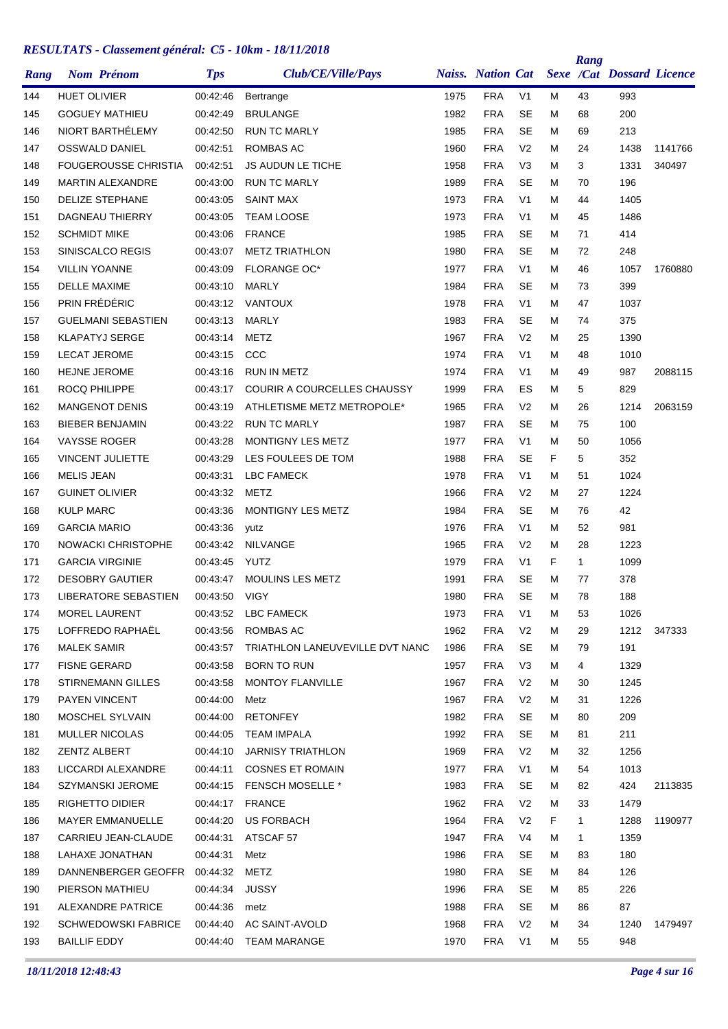## *RESULTATS - Classement général: C5 - 10km - 18/11/2018*

| Rang | Nom Prénom | Tps | Club/CE/Ville/Pays | Naiss. | Nation | Cat | Sexe | Rang /Cat | Dossard | Licence |
|---|---|---|---|---|---|---|---|---|---|---|
| 144 | HUET OLIVIER | 00:42:46 | Bertrange | 1975 | FRA | V1 | M | 43 | 993 | |
| 145 | GOGUEY MATHIEU | 00:42:49 | BRULANGE | 1982 | FRA | SE | M | 68 | 200 | |
| 146 | NIORT BARTHÉLEMY | 00:42:50 | RUN TC MARLY | 1985 | FRA | SE | M | 69 | 213 | |
| 147 | OSSWALD DANIEL | 00:42:51 | ROMBAS AC | 1960 | FRA | V2 | M | 24 | 1438 | 1141766 |
| 148 | FOUGEROUSSE CHRISTIA | 00:42:51 | JS AUDUN LE TICHE | 1958 | FRA | V3 | M | 3 | 1331 | 340497 |
| 149 | MARTIN ALEXANDRE | 00:43:00 | RUN TC MARLY | 1989 | FRA | SE | M | 70 | 196 | |
| 150 | DELIZE STEPHANE | 00:43:05 | SAINT MAX | 1973 | FRA | V1 | M | 44 | 1405 | |
| 151 | DAGNEAU THIERRY | 00:43:05 | TEAM LOOSE | 1973 | FRA | V1 | M | 45 | 1486 | |
| 152 | SCHMIDT MIKE | 00:43:06 | FRANCE | 1985 | FRA | SE | M | 71 | 414 | |
| 153 | SINISCALCO REGIS | 00:43:07 | METZ TRIATHLON | 1980 | FRA | SE | M | 72 | 248 | |
| 154 | VILLIN YOANNE | 00:43:09 | FLORANGE OC* | 1977 | FRA | V1 | M | 46 | 1057 | 1760880 |
| 155 | DELLE MAXIME | 00:43:10 | MARLY | 1984 | FRA | SE | M | 73 | 399 | |
| 156 | PRIN FRÉDÉRIC | 00:43:12 | VANTOUX | 1978 | FRA | V1 | M | 47 | 1037 | |
| 157 | GUELMANI SEBASTIEN | 00:43:13 | MARLY | 1983 | FRA | SE | M | 74 | 375 | |
| 158 | KLAPATYJ SERGE | 00:43:14 | METZ | 1967 | FRA | V2 | M | 25 | 1390 | |
| 159 | LECAT JEROME | 00:43:15 | CCC | 1974 | FRA | V1 | M | 48 | 1010 | |
| 160 | HEJNE JEROME | 00:43:16 | RUN IN METZ | 1974 | FRA | V1 | M | 49 | 987 | 2088115 |
| 161 | ROCQ PHILIPPE | 00:43:17 | COURIR A COURCELLES CHAUSSY | 1999 | FRA | ES | M | 5 | 829 | |
| 162 | MANGENOT DENIS | 00:43:19 | ATHLETISME METZ METROPOLE* | 1965 | FRA | V2 | M | 26 | 1214 | 2063159 |
| 163 | BIEBER BENJAMIN | 00:43:22 | RUN TC MARLY | 1987 | FRA | SE | M | 75 | 100 | |
| 164 | VAYSSE ROGER | 00:43:28 | MONTIGNY LES METZ | 1977 | FRA | V1 | M | 50 | 1056 | |
| 165 | VINCENT JULIETTE | 00:43:29 | LES FOULEES DE TOM | 1988 | FRA | SE | F | 5 | 352 | |
| 166 | MELIS JEAN | 00:43:31 | LBC FAMECK | 1978 | FRA | V1 | M | 51 | 1024 | |
| 167 | GUINET OLIVIER | 00:43:32 | METZ | 1966 | FRA | V2 | M | 27 | 1224 | |
| 168 | KULP MARC | 00:43:36 | MONTIGNY LES METZ | 1984 | FRA | SE | M | 76 | 42 | |
| 169 | GARCIA MARIO | 00:43:36 | yutz | 1976 | FRA | V1 | M | 52 | 981 | |
| 170 | NOWACKI CHRISTOPHE | 00:43:42 | NILVANGE | 1965 | FRA | V2 | M | 28 | 1223 | |
| 171 | GARCIA VIRGINIE | 00:43:45 | YUTZ | 1979 | FRA | V1 | F | 1 | 1099 | |
| 172 | DESOBRY GAUTIER | 00:43:47 | MOULINS LES METZ | 1991 | FRA | SE | M | 77 | 378 | |
| 173 | LIBERATORE SEBASTIEN | 00:43:50 | VIGY | 1980 | FRA | SE | M | 78 | 188 | |
| 174 | MOREL LAURENT | 00:43:52 | LBC FAMECK | 1973 | FRA | V1 | M | 53 | 1026 | |
| 175 | LOFFREDO RAPHAËL | 00:43:56 | ROMBAS AC | 1962 | FRA | V2 | M | 29 | 1212 | 347333 |
| 176 | MALEK SAMIR | 00:43:57 | TRIATHLON LANEUVEVILLE DVT NANC | 1986 | FRA | SE | M | 79 | 191 | |
| 177 | FISNE GERARD | 00:43:58 | BORN TO RUN | 1957 | FRA | V3 | M | 4 | 1329 | |
| 178 | STIRNEMANN GILLES | 00:43:58 | MONTOY FLANVILLE | 1967 | FRA | V2 | M | 30 | 1245 | |
| 179 | PAYEN VINCENT | 00:44:00 | Metz | 1967 | FRA | V2 | M | 31 | 1226 | |
| 180 | MOSCHEL SYLVAIN | 00:44:00 | RETONFEY | 1982 | FRA | SE | M | 80 | 209 | |
| 181 | MULLER NICOLAS | 00:44:05 | TEAM IMPALA | 1992 | FRA | SE | M | 81 | 211 | |
| 182 | ZENTZ ALBERT | 00:44:10 | JARNISY TRIATHLON | 1969 | FRA | V2 | M | 32 | 1256 | |
| 183 | LICCARDI ALEXANDRE | 00:44:11 | COSNES ET ROMAIN | 1977 | FRA | V1 | M | 54 | 1013 | |
| 184 | SZYMANSKI JEROME | 00:44:15 | FENSCH MOSELLE * | 1983 | FRA | SE | M | 82 | 424 | 2113835 |
| 185 | RIGHETTO DIDIER | 00:44:17 | FRANCE | 1962 | FRA | V2 | M | 33 | 1479 | |
| 186 | MAYER EMMANUELLE | 00:44:20 | US FORBACH | 1964 | FRA | V2 | F | 1 | 1288 | 1190977 |
| 187 | CARRIEU JEAN-CLAUDE | 00:44:31 | ATSCAF 57 | 1947 | FRA | V4 | M | 1 | 1359 | |
| 188 | LAHAXE JONATHAN | 00:44:31 | Metz | 1986 | FRA | SE | M | 83 | 180 | |
| 189 | DANNENBERGER GEOFFR | 00:44:32 | METZ | 1980 | FRA | SE | M | 84 | 126 | |
| 190 | PIERSON MATHIEU | 00:44:34 | JUSSY | 1996 | FRA | SE | M | 85 | 226 | |
| 191 | ALEXANDRE PATRICE | 00:44:36 | metz | 1988 | FRA | SE | M | 86 | 87 | |
| 192 | SCHWEDOWSKI FABRICE | 00:44:40 | AC SAINT-AVOLD | 1968 | FRA | V2 | M | 34 | 1240 | 1479497 |
| 193 | BAILLIF EDDY | 00:44:40 | TEAM MARANGE | 1970 | FRA | V1 | M | 55 | 948 | |

*18/11/2018 12:48:43*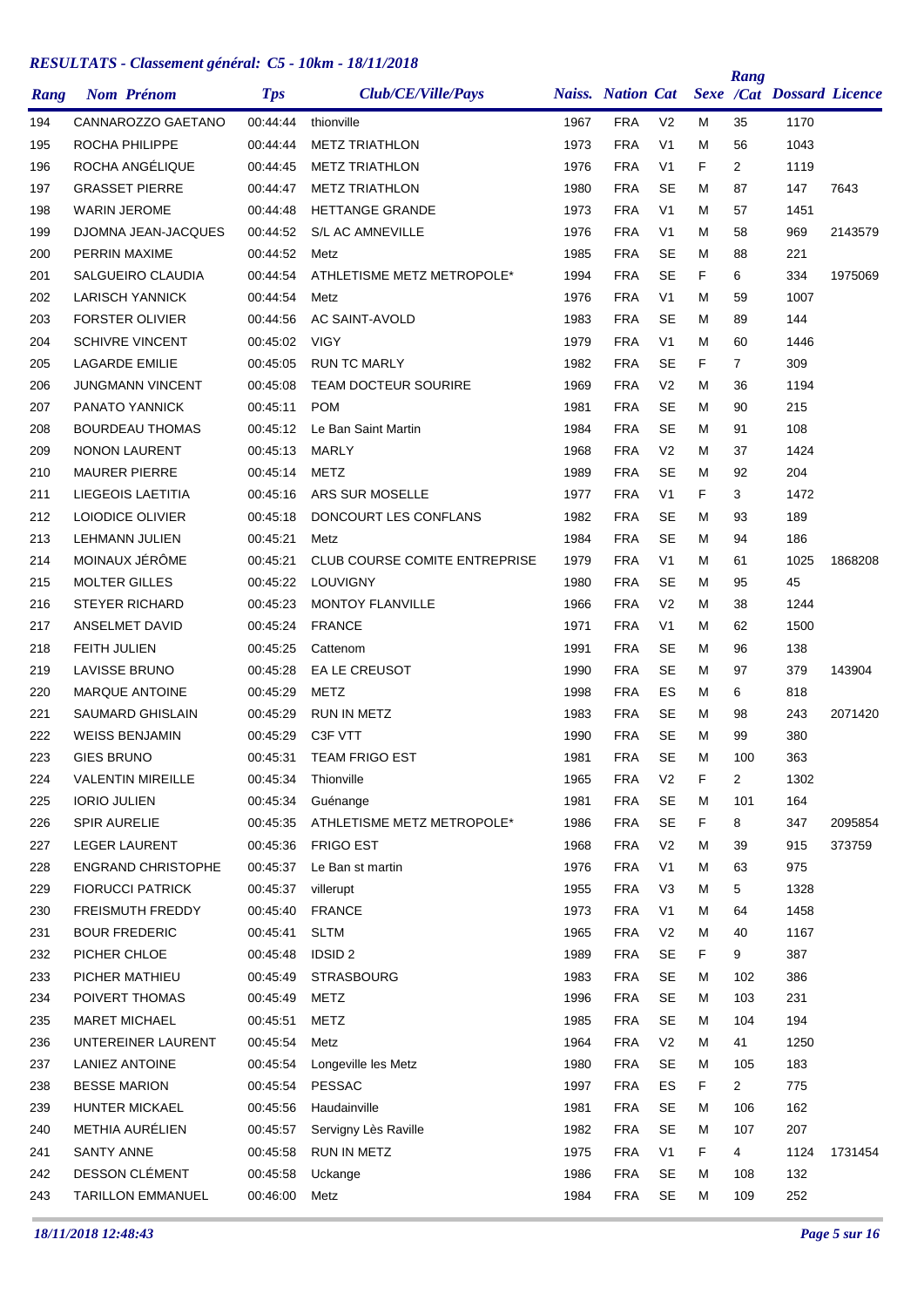## RESULTATS - Classement général: C5 - 10km - 18/11/2018

| Rang | Nom Prénom | Tps | Club/CE/Ville/Pays | Naiss. | Nation | Cat | Sexe | Rang /Cat | Dossard | Licence |
|---|---|---|---|---|---|---|---|---|---|---|
| 194 | CANNAROZZO GAETANO | 00:44:44 | thionville | 1967 | FRA | V2 | M | 35 | 1170 | |
| 195 | ROCHA PHILIPPE | 00:44:44 | METZ TRIATHLON | 1973 | FRA | V1 | M | 56 | 1043 | |
| 196 | ROCHA ANGÉLIQUE | 00:44:45 | METZ TRIATHLON | 1976 | FRA | V1 | F | 2 | 1119 | |
| 197 | GRASSET PIERRE | 00:44:47 | METZ TRIATHLON | 1980 | FRA | SE | M | 87 | 147 | 7643 |
| 198 | WARIN JEROME | 00:44:48 | HETTANGE GRANDE | 1973 | FRA | V1 | M | 57 | 1451 | |
| 199 | DJOMNA JEAN-JACQUES | 00:44:52 | S/L AC AMNEVILLE | 1976 | FRA | V1 | M | 58 | 969 | 2143579 |
| 200 | PERRIN MAXIME | 00:44:52 | Metz | 1985 | FRA | SE | M | 88 | 221 | |
| 201 | SALGUEIRO CLAUDIA | 00:44:54 | ATHLETISME METZ METROPOLE* | 1994 | FRA | SE | F | 6 | 334 | 1975069 |
| 202 | LARISCH YANNICK | 00:44:54 | Metz | 1976 | FRA | V1 | M | 59 | 1007 | |
| 203 | FORSTER OLIVIER | 00:44:56 | AC SAINT-AVOLD | 1983 | FRA | SE | M | 89 | 144 | |
| 204 | SCHIVRE VINCENT | 00:45:02 | VIGY | 1979 | FRA | V1 | M | 60 | 1446 | |
| 205 | LAGARDE EMILIE | 00:45:05 | RUN TC MARLY | 1982 | FRA | SE | F | 7 | 309 | |
| 206 | JUNGMANN VINCENT | 00:45:08 | TEAM DOCTEUR SOURIRE | 1969 | FRA | V2 | M | 36 | 1194 | |
| 207 | PANATO YANNICK | 00:45:11 | POM | 1981 | FRA | SE | M | 90 | 215 | |
| 208 | BOURDEAU THOMAS | 00:45:12 | Le Ban Saint Martin | 1984 | FRA | SE | M | 91 | 108 | |
| 209 | NONON LAURENT | 00:45:13 | MARLY | 1968 | FRA | V2 | M | 37 | 1424 | |
| 210 | MAURER PIERRE | 00:45:14 | METZ | 1989 | FRA | SE | M | 92 | 204 | |
| 211 | LIEGEOIS LAETITIA | 00:45:16 | ARS SUR MOSELLE | 1977 | FRA | V1 | F | 3 | 1472 | |
| 212 | LOIODICE OLIVIER | 00:45:18 | DONCOURT LES CONFLANS | 1982 | FRA | SE | M | 93 | 189 | |
| 213 | LEHMANN JULIEN | 00:45:21 | Metz | 1984 | FRA | SE | M | 94 | 186 | |
| 214 | MOINAUX JÉRÔME | 00:45:21 | CLUB COURSE COMITE ENTREPRISE | 1979 | FRA | V1 | M | 61 | 1025 | 1868208 |
| 215 | MOLTER GILLES | 00:45:22 | LOUVIGNY | 1980 | FRA | SE | M | 95 | 45 | |
| 216 | STEYER RICHARD | 00:45:23 | MONTOY FLANVILLE | 1966 | FRA | V2 | M | 38 | 1244 | |
| 217 | ANSELMET DAVID | 00:45:24 | FRANCE | 1971 | FRA | V1 | M | 62 | 1500 | |
| 218 | FEITH JULIEN | 00:45:25 | Cattenom | 1991 | FRA | SE | M | 96 | 138 | |
| 219 | LAVISSE BRUNO | 00:45:28 | EA LE CREUSOT | 1990 | FRA | SE | M | 97 | 379 | 143904 |
| 220 | MARQUE ANTOINE | 00:45:29 | METZ | 1998 | FRA | ES | M | 6 | 818 | |
| 221 | SAUMARD GHISLAIN | 00:45:29 | RUN IN METZ | 1983 | FRA | SE | M | 98 | 243 | 2071420 |
| 222 | WEISS BENJAMIN | 00:45:29 | C3F VTT | 1990 | FRA | SE | M | 99 | 380 | |
| 223 | GIES BRUNO | 00:45:31 | TEAM FRIGO EST | 1981 | FRA | SE | M | 100 | 363 | |
| 224 | VALENTIN MIREILLE | 00:45:34 | Thionville | 1965 | FRA | V2 | F | 2 | 1302 | |
| 225 | IORIO JULIEN | 00:45:34 | Guénange | 1981 | FRA | SE | M | 101 | 164 | |
| 226 | SPIR AURELIE | 00:45:35 | ATHLETISME METZ METROPOLE* | 1986 | FRA | SE | F | 8 | 347 | 2095854 |
| 227 | LEGER LAURENT | 00:45:36 | FRIGO EST | 1968 | FRA | V2 | M | 39 | 915 | 373759 |
| 228 | ENGRAND CHRISTOPHE | 00:45:37 | Le Ban st martin | 1976 | FRA | V1 | M | 63 | 975 | |
| 229 | FIORUCCI PATRICK | 00:45:37 | villerupt | 1955 | FRA | V3 | M | 5 | 1328 | |
| 230 | FREISMUTH FREDDY | 00:45:40 | FRANCE | 1973 | FRA | V1 | M | 64 | 1458 | |
| 231 | BOUR FREDERIC | 00:45:41 | SLTM | 1965 | FRA | V2 | M | 40 | 1167 | |
| 232 | PICHER CHLOE | 00:45:48 | IDSID 2 | 1989 | FRA | SE | F | 9 | 387 | |
| 233 | PICHER MATHIEU | 00:45:49 | STRASBOURG | 1983 | FRA | SE | M | 102 | 386 | |
| 234 | POIVERT THOMAS | 00:45:49 | METZ | 1996 | FRA | SE | M | 103 | 231 | |
| 235 | MARET MICHAEL | 00:45:51 | METZ | 1985 | FRA | SE | M | 104 | 194 | |
| 236 | UNTEREINER LAURENT | 00:45:54 | Metz | 1964 | FRA | V2 | M | 41 | 1250 | |
| 237 | LANIEZ ANTOINE | 00:45:54 | Longeville les Metz | 1980 | FRA | SE | M | 105 | 183 | |
| 238 | BESSE MARION | 00:45:54 | PESSAC | 1997 | FRA | ES | F | 2 | 775 | |
| 239 | HUNTER MICKAEL | 00:45:56 | Haudainville | 1981 | FRA | SE | M | 106 | 162 | |
| 240 | METHIA AURÉLIEN | 00:45:57 | Servigny Lès Raville | 1982 | FRA | SE | M | 107 | 207 | |
| 241 | SANTY ANNE | 00:45:58 | RUN IN METZ | 1975 | FRA | V1 | F | 4 | 1124 | 1731454 |
| 242 | DESSON CLÉMENT | 00:45:58 | Uckange | 1986 | FRA | SE | M | 108 | 132 | |
| 243 | TARILLON EMMANUEL | 00:46:00 | Metz | 1984 | FRA | SE | M | 109 | 252 | |

*18/11/2018 12:48:43*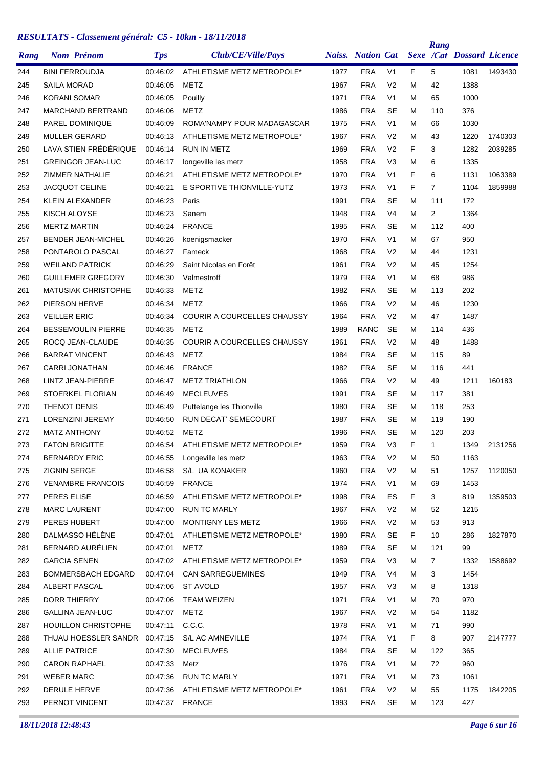## RESULTATS - Classement général: C5 - 10km - 18/11/2018

| Rang | Nom Prénom | Tps | Club/CE/Ville/Pays | Naiss. | Nation | Cat | Sexe | Rang /Cat | Dossard | Licence |
|---|---|---|---|---|---|---|---|---|---|---|
| 244 | BINI FERROUDJA | 00:46:02 | ATHLETISME METZ METROPOLE* | 1977 | FRA | V1 | F | 5 | 1081 | 1493430 |
| 245 | SAILA MORAD | 00:46:05 | METZ | 1967 | FRA | V2 | M | 42 | 1388 | |
| 246 | KORANI SOMAR | 00:46:05 | Pouilly | 1971 | FRA | V1 | M | 65 | 1000 | |
| 247 | MARCHAND BERTRAND | 00:46:06 | METZ | 1986 | FRA | SE | M | 110 | 376 | |
| 248 | PAREL DOMINIQUE | 00:46:09 | ROMA'NAMPY POUR MADAGASCAR | 1975 | FRA | V1 | M | 66 | 1030 | |
| 249 | MULLER GERARD | 00:46:13 | ATHLETISME METZ METROPOLE* | 1967 | FRA | V2 | M | 43 | 1220 | 1740303 |
| 250 | LAVA STIEN FRÉDÉRIQUE | 00:46:14 | RUN IN METZ | 1969 | FRA | V2 | F | 3 | 1282 | 2039285 |
| 251 | GREINGOR JEAN-LUC | 00:46:17 | longeville les metz | 1958 | FRA | V3 | M | 6 | 1335 | |
| 252 | ZIMMER NATHALIE | 00:46:21 | ATHLETISME METZ METROPOLE* | 1970 | FRA | V1 | F | 6 | 1131 | 1063389 |
| 253 | JACQUOT CELINE | 00:46:21 | E SPORTIVE THIONVILLE-YUTZ | 1973 | FRA | V1 | F | 7 | 1104 | 1859988 |
| 254 | KLEIN ALEXANDER | 00:46:23 | Paris | 1991 | FRA | SE | M | 111 | 172 | |
| 255 | KISCH ALOYSE | 00:46:23 | Sanem | 1948 | FRA | V4 | M | 2 | 1364 | |
| 256 | MERTZ MARTIN | 00:46:24 | FRANCE | 1995 | FRA | SE | M | 112 | 400 | |
| 257 | BENDER JEAN-MICHEL | 00:46:26 | koenigsmacker | 1970 | FRA | V1 | M | 67 | 950 | |
| 258 | PONTAROLO PASCAL | 00:46:27 | Fameck | 1968 | FRA | V2 | M | 44 | 1231 | |
| 259 | WEILAND PATRICK | 00:46:29 | Saint Nicolas en Forêt | 1961 | FRA | V2 | M | 45 | 1254 | |
| 260 | GUILLEMER GREGORY | 00:46:30 | Valmestroff | 1979 | FRA | V1 | M | 68 | 986 | |
| 261 | MATUSIAK CHRISTOPHE | 00:46:33 | METZ | 1982 | FRA | SE | M | 113 | 202 | |
| 262 | PIERSON HERVE | 00:46:34 | METZ | 1966 | FRA | V2 | M | 46 | 1230 | |
| 263 | VEILLER ERIC | 00:46:34 | COURIR A COURCELLES CHAUSSY | 1964 | FRA | V2 | M | 47 | 1487 | |
| 264 | BESSEMOULIN PIERRE | 00:46:35 | METZ | 1989 | RANC | SE | M | 114 | 436 | |
| 265 | ROCQ JEAN-CLAUDE | 00:46:35 | COURIR A COURCELLES CHAUSSY | 1961 | FRA | V2 | M | 48 | 1488 | |
| 266 | BARRAT VINCENT | 00:46:43 | METZ | 1984 | FRA | SE | M | 115 | 89 | |
| 267 | CARRI JONATHAN | 00:46:46 | FRANCE | 1982 | FRA | SE | M | 116 | 441 | |
| 268 | LINTZ JEAN-PIERRE | 00:46:47 | METZ TRIATHLON | 1966 | FRA | V2 | M | 49 | 1211 | 160183 |
| 269 | STOERKEL FLORIAN | 00:46:49 | MECLEUVES | 1991 | FRA | SE | M | 117 | 381 | |
| 270 | THENOT DENIS | 00:46:49 | Puttelange les Thionville | 1980 | FRA | SE | M | 118 | 253 | |
| 271 | LORENZINI JEREMY | 00:46:50 | RUN DECAT' SEMECOURT | 1987 | FRA | SE | M | 119 | 190 | |
| 272 | MATZ ANTHONY | 00:46:52 | METZ | 1996 | FRA | SE | M | 120 | 203 | |
| 273 | FATON BRIGITTE | 00:46:54 | ATHLETISME METZ METROPOLE* | 1959 | FRA | V3 | F | 1 | 1349 | 2131256 |
| 274 | BERNARDY ERIC | 00:46:55 | Longeville les metz | 1963 | FRA | V2 | M | 50 | 1163 | |
| 275 | ZIGNIN SERGE | 00:46:58 | S/L UA KONAKER | 1960 | FRA | V2 | M | 51 | 1257 | 1120050 |
| 276 | VENAMBRE FRANCOIS | 00:46:59 | FRANCE | 1974 | FRA | V1 | M | 69 | 1453 | |
| 277 | PERES ELISE | 00:46:59 | ATHLETISME METZ METROPOLE* | 1998 | FRA | ES | F | 3 | 819 | 1359503 |
| 278 | MARC LAURENT | 00:47:00 | RUN TC MARLY | 1967 | FRA | V2 | M | 52 | 1215 | |
| 279 | PERES HUBERT | 00:47:00 | MONTIGNY LES METZ | 1966 | FRA | V2 | M | 53 | 913 | |
| 280 | DALMASSO HÉLÈNE | 00:47:01 | ATHLETISME METZ METROPOLE* | 1980 | FRA | SE | F | 10 | 286 | 1827870 |
| 281 | BERNARD AURÉLIEN | 00:47:01 | METZ | 1989 | FRA | SE | M | 121 | 99 | |
| 282 | GARCIA SENEN | 00:47:02 | ATHLETISME METZ METROPOLE* | 1959 | FRA | V3 | M | 7 | 1332 | 1588692 |
| 283 | BOMMERSBACH EDGARD | 00:47:04 | CAN SARREGUEMINES | 1949 | FRA | V4 | M | 3 | 1454 | |
| 284 | ALBERT PASCAL | 00:47:06 | ST AVOLD | 1957 | FRA | V3 | M | 8 | 1318 | |
| 285 | DORR THIERRY | 00:47:06 | TEAM WEIZEN | 1971 | FRA | V1 | M | 70 | 970 | |
| 286 | GALLINA JEAN-LUC | 00:47:07 | METZ | 1967 | FRA | V2 | M | 54 | 1182 | |
| 287 | HOUILLON CHRISTOPHE | 00:47:11 | C.C.C. | 1978 | FRA | V1 | M | 71 | 990 | |
| 288 | THUAU HOESSLER SANDR | 00:47:15 | S/L AC AMNEVILLE | 1974 | FRA | V1 | F | 8 | 907 | 2147777 |
| 289 | ALLIE PATRICE | 00:47:30 | MECLEUVES | 1984 | FRA | SE | M | 122 | 365 | |
| 290 | CARON RAPHAEL | 00:47:33 | Metz | 1976 | FRA | V1 | M | 72 | 960 | |
| 291 | WEBER MARC | 00:47:36 | RUN TC MARLY | 1971 | FRA | V1 | M | 73 | 1061 | |
| 292 | DERULE HERVE | 00:47:36 | ATHLETISME METZ METROPOLE* | 1961 | FRA | V2 | M | 55 | 1175 | 1842205 |
| 293 | PERNOT VINCENT | 00:47:37 | FRANCE | 1993 | FRA | SE | M | 123 | 427 | |

*18/11/2018 12:48:43*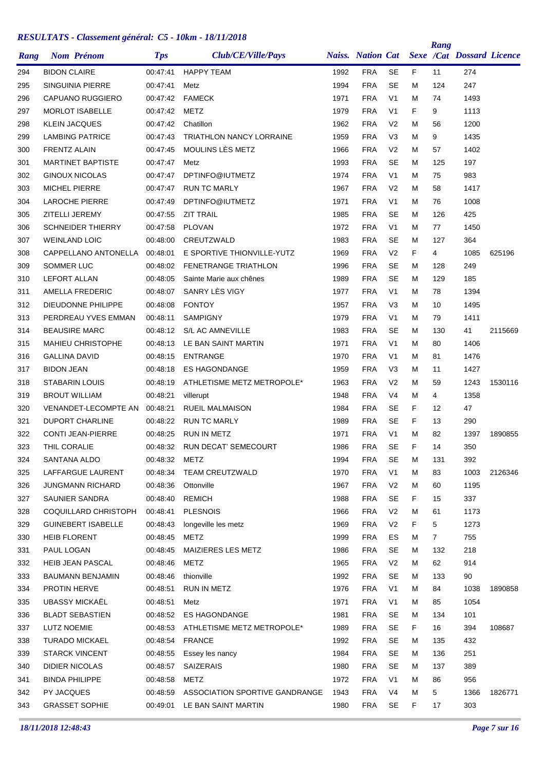## RESULTATS - Classement général: C5 - 10km - 18/11/2018

| Rang | Nom Prénom | Tps | Club/CE/Ville/Pays | Naiss. | Nation | Cat | Sexe | Rang /Cat | Dossard | Licence |
|---|---|---|---|---|---|---|---|---|---|---|
| 294 | BIDON CLAIRE | 00:47:41 | HAPPY TEAM | 1992 | FRA | SE | F | 11 | 274 | |
| 295 | SINGUINIA PIERRE | 00:47:41 | Metz | 1994 | FRA | SE | M | 124 | 247 | |
| 296 | CAPUANO RUGGIERO | 00:47:42 | FAMECK | 1971 | FRA | V1 | M | 74 | 1493 | |
| 297 | MORLOT ISABELLE | 00:47:42 | METZ | 1979 | FRA | V1 | F | 9 | 1113 | |
| 298 | KLEIN JACQUES | 00:47:42 | Chatillon | 1962 | FRA | V2 | M | 56 | 1200 | |
| 299 | LAMBING PATRICE | 00:47:43 | TRIATHLON NANCY LORRAINE | 1959 | FRA | V3 | M | 9 | 1435 | |
| 300 | FRENTZ ALAIN | 00:47:45 | MOULINS LÈS METZ | 1966 | FRA | V2 | M | 57 | 1402 | |
| 301 | MARTINET BAPTISTE | 00:47:47 | Metz | 1993 | FRA | SE | M | 125 | 197 | |
| 302 | GINOUX NICOLAS | 00:47:47 | DPTINFO@IUTMETZ | 1974 | FRA | V1 | M | 75 | 983 | |
| 303 | MICHEL PIERRE | 00:47:47 | RUN TC MARLY | 1967 | FRA | V2 | M | 58 | 1417 | |
| 304 | LAROCHE PIERRE | 00:47:49 | DPTINFO@IUTMETZ | 1971 | FRA | V1 | M | 76 | 1008 | |
| 305 | ZITELLI JEREMY | 00:47:55 | ZIT TRAIL | 1985 | FRA | SE | M | 126 | 425 | |
| 306 | SCHNEIDER THIERRY | 00:47:58 | PLOVAN | 1972 | FRA | V1 | M | 77 | 1450 | |
| 307 | WEINLAND LOIC | 00:48:00 | CREUTZWALD | 1983 | FRA | SE | M | 127 | 364 | |
| 308 | CAPPELLANO ANTONELLA | 00:48:01 | E SPORTIVE THIONVILLE-YUTZ | 1969 | FRA | V2 | F | 4 | 1085 | 625196 |
| 309 | SOMMER LUC | 00:48:02 | FENETRANGE TRIATHLON | 1996 | FRA | SE | M | 128 | 249 | |
| 310 | LEFORT ALLAN | 00:48:05 | Sainte Marie aux chênes | 1989 | FRA | SE | M | 129 | 185 | |
| 311 | AMELLA FREDERIC | 00:48:07 | SANRY LÈS VIGY | 1977 | FRA | V1 | M | 78 | 1394 | |
| 312 | DIEUDONNE PHILIPPE | 00:48:08 | FONTOY | 1957 | FRA | V3 | M | 10 | 1495 | |
| 313 | PERDREAU YVES EMMAN | 00:48:11 | SAMPIGNY | 1979 | FRA | V1 | M | 79 | 1411 | |
| 314 | BEAUSIRE MARC | 00:48:12 | S/L AC AMNEVILLE | 1983 | FRA | SE | M | 130 | 41 | 2115669 |
| 315 | MAHIEU CHRISTOPHE | 00:48:13 | LE BAN SAINT MARTIN | 1971 | FRA | V1 | M | 80 | 1406 | |
| 316 | GALLINA DAVID | 00:48:15 | ENTRANGE | 1970 | FRA | V1 | M | 81 | 1476 | |
| 317 | BIDON JEAN | 00:48:18 | ES HAGONDANGE | 1959 | FRA | V3 | M | 11 | 1427 | |
| 318 | STABARIN LOUIS | 00:48:19 | ATHLETISME METZ METROPOLE* | 1963 | FRA | V2 | M | 59 | 1243 | 1530116 |
| 319 | BROUT WILLIAM | 00:48:21 | villerupt | 1948 | FRA | V4 | M | 4 | 1358 | |
| 320 | VENANDET-LECOMPTE AN | 00:48:21 | RUEIL MALMAISON | 1984 | FRA | SE | F | 12 | 47 | |
| 321 | DUPORT CHARLINE | 00:48:22 | RUN TC MARLY | 1989 | FRA | SE | F | 13 | 290 | |
| 322 | CONTI JEAN-PIERRE | 00:48:25 | RUN IN METZ | 1971 | FRA | V1 | M | 82 | 1397 | 1890855 |
| 323 | THIL CORALIE | 00:48:32 | RUN DECAT' SEMECOURT | 1986 | FRA | SE | F | 14 | 350 | |
| 324 | SANTANA ALDO | 00:48:32 | METZ | 1994 | FRA | SE | M | 131 | 392 | |
| 325 | LAFFARGUE LAURENT | 00:48:34 | TEAM CREUTZWALD | 1970 | FRA | V1 | M | 83 | 1003 | 2126346 |
| 326 | JUNGMANN RICHARD | 00:48:36 | Ottonville | 1967 | FRA | V2 | M | 60 | 1195 | |
| 327 | SAUNIER SANDRA | 00:48:40 | REMICH | 1988 | FRA | SE | F | 15 | 337 | |
| 328 | COQUILLARD CHRISTOPH | 00:48:41 | PLESNOIS | 1966 | FRA | V2 | M | 61 | 1173 | |
| 329 | GUINEBERT ISABELLE | 00:48:43 | longeville les metz | 1969 | FRA | V2 | F | 5 | 1273 | |
| 330 | HEIB FLORENT | 00:48:45 | METZ | 1999 | FRA | ES | M | 7 | 755 | |
| 331 | PAUL LOGAN | 00:48:45 | MAIZIERES LES METZ | 1986 | FRA | SE | M | 132 | 218 | |
| 332 | HEIB JEAN PASCAL | 00:48:46 | METZ | 1965 | FRA | V2 | M | 62 | 914 | |
| 333 | BAUMANN BENJAMIN | 00:48:46 | thionville | 1992 | FRA | SE | M | 133 | 90 | |
| 334 | PROTIN HERVE | 00:48:51 | RUN IN METZ | 1976 | FRA | V1 | M | 84 | 1038 | 1890858 |
| 335 | UBASSY MICKAËL | 00:48:51 | Metz | 1971 | FRA | V1 | M | 85 | 1054 | |
| 336 | BLADT SEBASTIEN | 00:48:52 | ES HAGONDANGE | 1981 | FRA | SE | M | 134 | 101 | |
| 337 | LUTZ NOEMIE | 00:48:53 | ATHLETISME METZ METROPOLE* | 1989 | FRA | SE | F | 16 | 394 | 108687 |
| 338 | TURADO MICKAEL | 00:48:54 | FRANCE | 1992 | FRA | SE | M | 135 | 432 | |
| 339 | STARCK VINCENT | 00:48:55 | Essey les nancy | 1984 | FRA | SE | M | 136 | 251 | |
| 340 | DIDIER NICOLAS | 00:48:57 | SAIZERAIS | 1980 | FRA | SE | M | 137 | 389 | |
| 341 | BINDA PHILIPPE | 00:48:58 | METZ | 1972 | FRA | V1 | M | 86 | 956 | |
| 342 | PY JACQUES | 00:48:59 | ASSOCIATION SPORTIVE GANDRANGE | 1943 | FRA | V4 | M | 5 | 1366 | 1826771 |
| 343 | GRASSET SOPHIE | 00:49:01 | LE BAN SAINT MARTIN | 1980 | FRA | SE | F | 17 | 303 | |

*18/11/2018 12:48:43*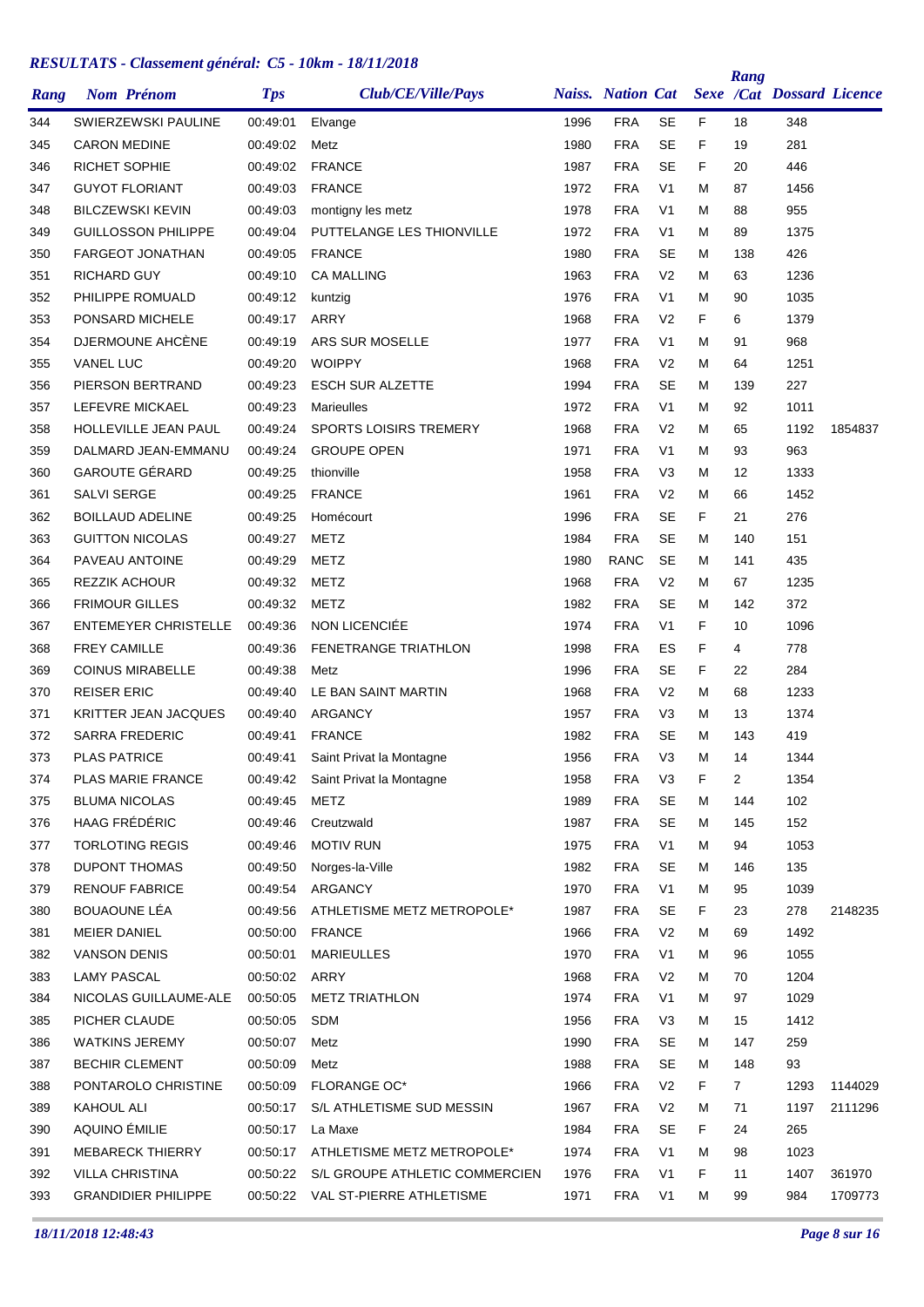## *RESULTATS - Classement général: C5 - 10km - 18/11/2018*

| Rang | Nom Prénom | Tps | Club/CE/Ville/Pays | Naiss. | Nation | Cat | Sexe | Rang /Cat | Dossard | Licence |
|---|---|---|---|---|---|---|---|---|---|---|
| 344 | SWIERZEWSKI PAULINE | 00:49:01 | Elvange | 1996 | FRA | SE | F | 18 | 348 | |
| 345 | CARON MEDINE | 00:49:02 | Metz | 1980 | FRA | SE | F | 19 | 281 | |
| 346 | RICHET SOPHIE | 00:49:02 | FRANCE | 1987 | FRA | SE | F | 20 | 446 | |
| 347 | GUYOT FLORIANT | 00:49:03 | FRANCE | 1972 | FRA | V1 | M | 87 | 1456 | |
| 348 | BILCZEWSKI KEVIN | 00:49:03 | montigny les metz | 1978 | FRA | V1 | M | 88 | 955 | |
| 349 | GUILLOSSON PHILIPPE | 00:49:04 | PUTTELANGE LES THIONVILLE | 1972 | FRA | V1 | M | 89 | 1375 | |
| 350 | FARGEOT JONATHAN | 00:49:05 | FRANCE | 1980 | FRA | SE | M | 138 | 426 | |
| 351 | RICHARD GUY | 00:49:10 | CA MALLING | 1963 | FRA | V2 | M | 63 | 1236 | |
| 352 | PHILIPPE ROMUALD | 00:49:12 | kuntzig | 1976 | FRA | V1 | M | 90 | 1035 | |
| 353 | PONSARD MICHELE | 00:49:17 | ARRY | 1968 | FRA | V2 | F | 6 | 1379 | |
| 354 | DJERMOUNE AHCÈNE | 00:49:19 | ARS SUR MOSELLE | 1977 | FRA | V1 | M | 91 | 968 | |
| 355 | VANEL LUC | 00:49:20 | WOIPPY | 1968 | FRA | V2 | M | 64 | 1251 | |
| 356 | PIERSON BERTRAND | 00:49:23 | ESCH SUR ALZETTE | 1994 | FRA | SE | M | 139 | 227 | |
| 357 | LEFEVRE MICKAEL | 00:49:23 | Marieulles | 1972 | FRA | V1 | M | 92 | 1011 | |
| 358 | HOLLEVILLE JEAN PAUL | 00:49:24 | SPORTS LOISIRS TREMERY | 1968 | FRA | V2 | M | 65 | 1192 | 1854837 |
| 359 | DALMARD JEAN-EMMANU | 00:49:24 | GROUPE OPEN | 1971 | FRA | V1 | M | 93 | 963 | |
| 360 | GAROUTE GÉRARD | 00:49:25 | thionville | 1958 | FRA | V3 | M | 12 | 1333 | |
| 361 | SALVI SERGE | 00:49:25 | FRANCE | 1961 | FRA | V2 | M | 66 | 1452 | |
| 362 | BOILLAUD ADELINE | 00:49:25 | Homécourt | 1996 | FRA | SE | F | 21 | 276 | |
| 363 | GUITTON NICOLAS | 00:49:27 | METZ | 1984 | FRA | SE | M | 140 | 151 | |
| 364 | PAVEAU ANTOINE | 00:49:29 | METZ | 1980 | RANC | SE | M | 141 | 435 | |
| 365 | REZZIK ACHOUR | 00:49:32 | METZ | 1968 | FRA | V2 | M | 67 | 1235 | |
| 366 | FRIMOUR GILLES | 00:49:32 | METZ | 1982 | FRA | SE | M | 142 | 372 | |
| 367 | ENTEMEYER CHRISTELLE | 00:49:36 | NON LICENCIÉE | 1974 | FRA | V1 | F | 10 | 1096 | |
| 368 | FREY CAMILLE | 00:49:36 | FENETRANGE TRIATHLON | 1998 | FRA | ES | F | 4 | 778 | |
| 369 | COINUS MIRABELLE | 00:49:38 | Metz | 1996 | FRA | SE | F | 22 | 284 | |
| 370 | REISER ERIC | 00:49:40 | LE BAN SAINT MARTIN | 1968 | FRA | V2 | M | 68 | 1233 | |
| 371 | KRITTER JEAN JACQUES | 00:49:40 | ARGANCY | 1957 | FRA | V3 | M | 13 | 1374 | |
| 372 | SARRA FREDERIC | 00:49:41 | FRANCE | 1982 | FRA | SE | M | 143 | 419 | |
| 373 | PLAS PATRICE | 00:49:41 | Saint Privat la Montagne | 1956 | FRA | V3 | M | 14 | 1344 | |
| 374 | PLAS MARIE FRANCE | 00:49:42 | Saint Privat la Montagne | 1958 | FRA | V3 | F | 2 | 1354 | |
| 375 | BLUMA NICOLAS | 00:49:45 | METZ | 1989 | FRA | SE | M | 144 | 102 | |
| 376 | HAAG FRÉDÉRIC | 00:49:46 | Creutzwald | 1987 | FRA | SE | M | 145 | 152 | |
| 377 | TORLOTING REGIS | 00:49:46 | MOTIV RUN | 1975 | FRA | V1 | M | 94 | 1053 | |
| 378 | DUPONT THOMAS | 00:49:50 | Norges-la-Ville | 1982 | FRA | SE | M | 146 | 135 | |
| 379 | RENOUF FABRICE | 00:49:54 | ARGANCY | 1970 | FRA | V1 | M | 95 | 1039 | |
| 380 | BOUAOUNE LÉA | 00:49:56 | ATHLETISME METZ METROPOLE* | 1987 | FRA | SE | F | 23 | 278 | 2148235 |
| 381 | MEIER DANIEL | 00:50:00 | FRANCE | 1966 | FRA | V2 | M | 69 | 1492 | |
| 382 | VANSON DENIS | 00:50:01 | MARIEULLES | 1970 | FRA | V1 | M | 96 | 1055 | |
| 383 | LAMY PASCAL | 00:50:02 | ARRY | 1968 | FRA | V2 | M | 70 | 1204 | |
| 384 | NICOLAS GUILLAUME-ALE | 00:50:05 | METZ TRIATHLON | 1974 | FRA | V1 | M | 97 | 1029 | |
| 385 | PICHER CLAUDE | 00:50:05 | SDM | 1956 | FRA | V3 | M | 15 | 1412 | |
| 386 | WATKINS JEREMY | 00:50:07 | Metz | 1990 | FRA | SE | M | 147 | 259 | |
| 387 | BECHIR CLEMENT | 00:50:09 | Metz | 1988 | FRA | SE | M | 148 | 93 | |
| 388 | PONTAROLO CHRISTINE | 00:50:09 | FLORANGE OC* | 1966 | FRA | V2 | F | 7 | 1293 | 1144029 |
| 389 | KAHOUL ALI | 00:50:17 | S/L ATHLETISME SUD MESSIN | 1967 | FRA | V2 | M | 71 | 1197 | 2111296 |
| 390 | AQUINO ÉMILIE | 00:50:17 | La Maxe | 1984 | FRA | SE | F | 24 | 265 | |
| 391 | MEBARECK THIERRY | 00:50:17 | ATHLETISME METZ METROPOLE* | 1974 | FRA | V1 | M | 98 | 1023 | |
| 392 | VILLA CHRISTINA | 00:50:22 | S/L GROUPE ATHLETIC COMMERCIEN | 1976 | FRA | V1 | F | 11 | 1407 | 361970 |
| 393 | GRANDIDIER PHILIPPE | 00:50:22 | VAL ST-PIERRE ATHLETISME | 1971 | FRA | V1 | M | 99 | 984 | 1709773 |

*18/11/2018 12:48:43*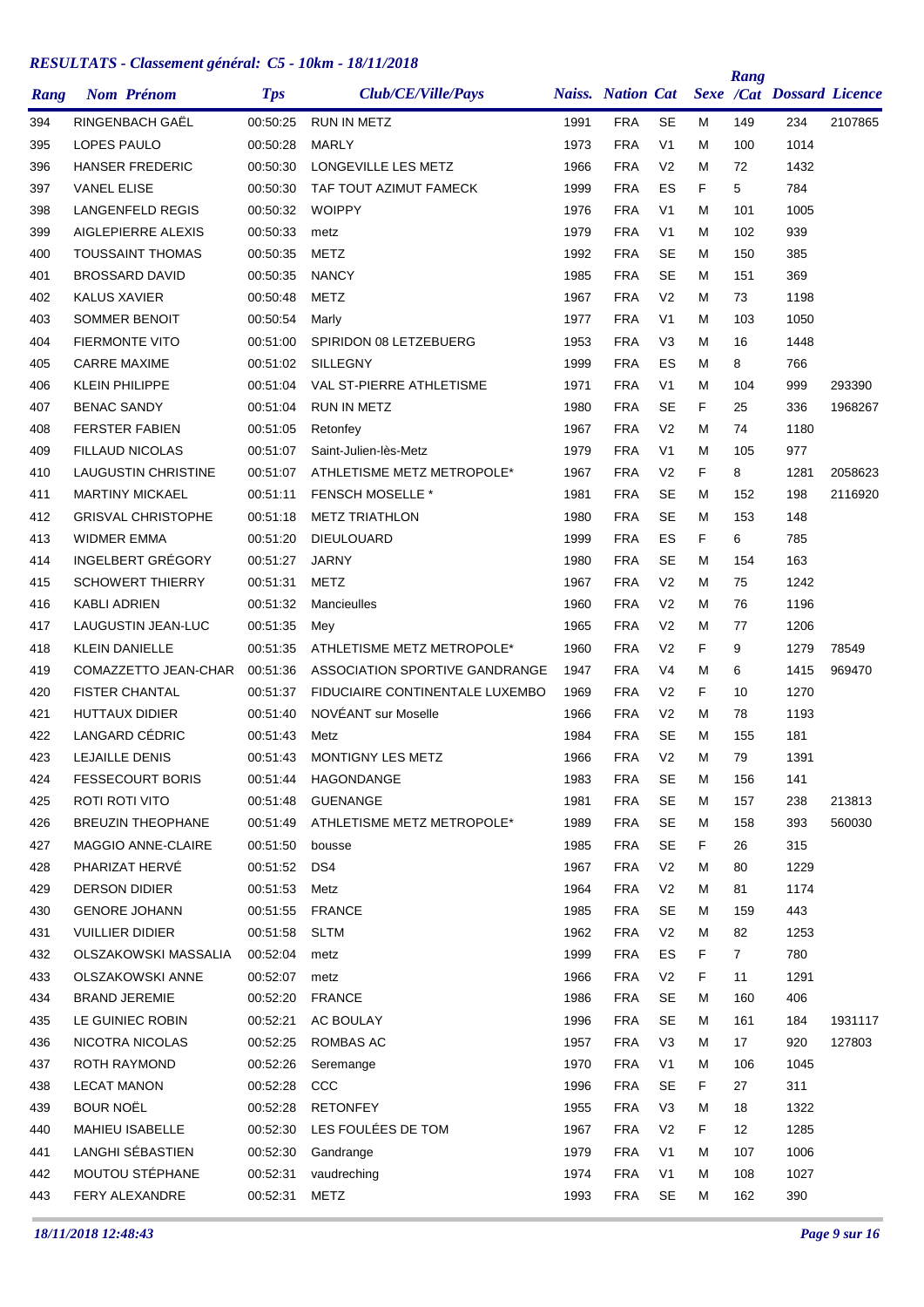## RESULTATS - Classement général: C5 - 10km - 18/11/2018

| Rang | Nom Prénom | Tps | Club/CE/Ville/Pays | Naiss. | Nation | Cat | Sexe | Rang /Cat | Dossard | Licence |
|---|---|---|---|---|---|---|---|---|---|---|
| 394 | RINGENBACH GAËL | 00:50:25 | RUN IN METZ | 1991 | FRA | SE | M | 149 | 234 | 2107865 |
| 395 | LOPES PAULO | 00:50:28 | MARLY | 1973 | FRA | V1 | M | 100 | 1014 | |
| 396 | HANSER FREDERIC | 00:50:30 | LONGEVILLE LES METZ | 1966 | FRA | V2 | M | 72 | 1432 | |
| 397 | VANEL ELISE | 00:50:30 | TAF TOUT AZIMUT FAMECK | 1999 | FRA | ES | F | 5 | 784 | |
| 398 | LANGENFELD REGIS | 00:50:32 | WOIPPY | 1976 | FRA | V1 | M | 101 | 1005 | |
| 399 | AIGLEPIERRE ALEXIS | 00:50:33 | metz | 1979 | FRA | V1 | M | 102 | 939 | |
| 400 | TOUSSAINT THOMAS | 00:50:35 | METZ | 1992 | FRA | SE | M | 150 | 385 | |
| 401 | BROSSARD DAVID | 00:50:35 | NANCY | 1985 | FRA | SE | M | 151 | 369 | |
| 402 | KALUS XAVIER | 00:50:48 | METZ | 1967 | FRA | V2 | M | 73 | 1198 | |
| 403 | SOMMER BENOIT | 00:50:54 | Marly | 1977 | FRA | V1 | M | 103 | 1050 | |
| 404 | FIERMONTE VITO | 00:51:00 | SPIRIDON 08 LETZEBUERG | 1953 | FRA | V3 | M | 16 | 1448 | |
| 405 | CARRE MAXIME | 00:51:02 | SILLEGNY | 1999 | FRA | ES | M | 8 | 766 | |
| 406 | KLEIN PHILIPPE | 00:51:04 | VAL ST-PIERRE ATHLETISME | 1971 | FRA | V1 | M | 104 | 999 | 293390 |
| 407 | BENAC SANDY | 00:51:04 | RUN IN METZ | 1980 | FRA | SE | F | 25 | 336 | 1968267 |
| 408 | FERSTER FABIEN | 00:51:05 | Retonfey | 1967 | FRA | V2 | M | 74 | 1180 | |
| 409 | FILLAUD NICOLAS | 00:51:07 | Saint-Julien-lès-Metz | 1979 | FRA | V1 | M | 105 | 977 | |
| 410 | LAUGUSTIN CHRISTINE | 00:51:07 | ATHLETISME METZ METROPOLE* | 1967 | FRA | V2 | F | 8 | 1281 | 2058623 |
| 411 | MARTINY MICKAEL | 00:51:11 | FENSCH MOSELLE * | 1981 | FRA | SE | M | 152 | 198 | 2116920 |
| 412 | GRISVAL CHRISTOPHE | 00:51:18 | METZ TRIATHLON | 1980 | FRA | SE | M | 153 | 148 | |
| 413 | WIDMER EMMA | 00:51:20 | DIEULOUARD | 1999 | FRA | ES | F | 6 | 785 | |
| 414 | INGELBERT GRÉGORY | 00:51:27 | JARNY | 1980 | FRA | SE | M | 154 | 163 | |
| 415 | SCHOWERT THIERRY | 00:51:31 | METZ | 1967 | FRA | V2 | M | 75 | 1242 | |
| 416 | KABLI ADRIEN | 00:51:32 | Mancieulles | 1960 | FRA | V2 | M | 76 | 1196 | |
| 417 | LAUGUSTIN JEAN-LUC | 00:51:35 | Mey | 1965 | FRA | V2 | M | 77 | 1206 | |
| 418 | KLEIN DANIELLE | 00:51:35 | ATHLETISME METZ METROPOLE* | 1960 | FRA | V2 | F | 9 | 1279 | 78549 |
| 419 | COMAZZETTO JEAN-CHAR | 00:51:36 | ASSOCIATION SPORTIVE GANDRANGE | 1947 | FRA | V4 | M | 6 | 1415 | 969470 |
| 420 | FISTER CHANTAL | 00:51:37 | FIDUCIAIRE CONTINENTALE LUXEMBO | 1969 | FRA | V2 | F | 10 | 1270 | |
| 421 | HUTTAUX DIDIER | 00:51:40 | NOVÉANT sur Moselle | 1966 | FRA | V2 | M | 78 | 1193 | |
| 422 | LANGARD CÉDRIC | 00:51:43 | Metz | 1984 | FRA | SE | M | 155 | 181 | |
| 423 | LEJAILLE DENIS | 00:51:43 | MONTIGNY LES METZ | 1966 | FRA | V2 | M | 79 | 1391 | |
| 424 | FESSECOURT BORIS | 00:51:44 | HAGONDANGE | 1983 | FRA | SE | M | 156 | 141 | |
| 425 | ROTI ROTI VITO | 00:51:48 | GUENANGE | 1981 | FRA | SE | M | 157 | 238 | 213813 |
| 426 | BREUZIN THEOPHANE | 00:51:49 | ATHLETISME METZ METROPOLE* | 1989 | FRA | SE | M | 158 | 393 | 560030 |
| 427 | MAGGIO ANNE-CLAIRE | 00:51:50 | bousse | 1985 | FRA | SE | F | 26 | 315 | |
| 428 | PHARIZAT HERVÉ | 00:51:52 | DS4 | 1967 | FRA | V2 | M | 80 | 1229 | |
| 429 | DERSON DIDIER | 00:51:53 | Metz | 1964 | FRA | V2 | M | 81 | 1174 | |
| 430 | GENORE JOHANN | 00:51:55 | FRANCE | 1985 | FRA | SE | M | 159 | 443 | |
| 431 | VUILLIER DIDIER | 00:51:58 | SLTM | 1962 | FRA | V2 | M | 82 | 1253 | |
| 432 | OLSZAKOWSKI MASSALIA | 00:52:04 | metz | 1999 | FRA | ES | F | 7 | 780 | |
| 433 | OLSZAKOWSKI ANNE | 00:52:07 | metz | 1966 | FRA | V2 | F | 11 | 1291 | |
| 434 | BRAND JEREMIE | 00:52:20 | FRANCE | 1986 | FRA | SE | M | 160 | 406 | |
| 435 | LE GUINIEC ROBIN | 00:52:21 | AC BOULAY | 1996 | FRA | SE | M | 161 | 184 | 1931117 |
| 436 | NICOTRA NICOLAS | 00:52:25 | ROMBAS AC | 1957 | FRA | V3 | M | 17 | 920 | 127803 |
| 437 | ROTH RAYMOND | 00:52:26 | Seremange | 1970 | FRA | V1 | M | 106 | 1045 | |
| 438 | LECAT MANON | 00:52:28 | CCC | 1996 | FRA | SE | F | 27 | 311 | |
| 439 | BOUR NOËL | 00:52:28 | RETONFEY | 1955 | FRA | V3 | M | 18 | 1322 | |
| 440 | MAHIEU ISABELLE | 00:52:30 | LES FOULÉES DE TOM | 1967 | FRA | V2 | F | 12 | 1285 | |
| 441 | LANGHI SÉBASTIEN | 00:52:30 | Gandrange | 1979 | FRA | V1 | M | 107 | 1006 | |
| 442 | MOUTOU STÉPHANE | 00:52:31 | vaudreching | 1974 | FRA | V1 | M | 108 | 1027 | |
| 443 | FERY ALEXANDRE | 00:52:31 | METZ | 1993 | FRA | SE | M | 162 | 390 | |

*18/11/2018 12:48:43*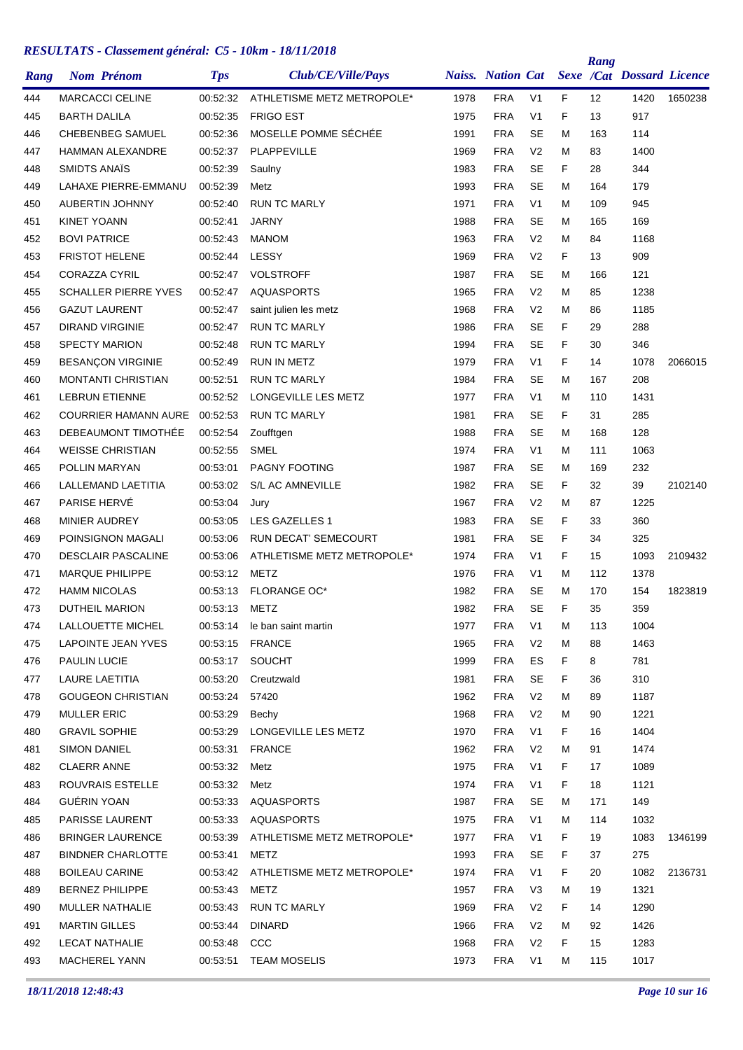## *RESULTATS - Classement général: C5 - 10km - 18/11/2018*

| Rang | Nom Prénom | Tps | Club/CE/Ville/Pays | Naiss. | Nation | Cat | Sexe | Rang /Cat | Dossard | Licence |
|---|---|---|---|---|---|---|---|---|---|---|
| 444 | MARCACCI CELINE | 00:52:32 | ATHLETISME METZ METROPOLE* | 1978 | FRA | V1 | F | 12 | 1420 | 1650238 |
| 445 | BARTH DALILA | 00:52:35 | FRIGO EST | 1975 | FRA | V1 | F | 13 | 917 | |
| 446 | CHEBENBEG SAMUEL | 00:52:36 | MOSELLE POMME SÉCHÉE | 1991 | FRA | SE | M | 163 | 114 | |
| 447 | HAMMAN ALEXANDRE | 00:52:37 | PLAPPEVILLE | 1969 | FRA | V2 | M | 83 | 1400 | |
| 448 | SMIDTS ANAÏS | 00:52:39 | Saulny | 1983 | FRA | SE | F | 28 | 344 | |
| 449 | LAHAXE PIERRE-EMMANU | 00:52:39 | Metz | 1993 | FRA | SE | M | 164 | 179 | |
| 450 | AUBERTIN JOHNNY | 00:52:40 | RUN TC MARLY | 1971 | FRA | V1 | M | 109 | 945 | |
| 451 | KINET YOANN | 00:52:41 | JARNY | 1988 | FRA | SE | M | 165 | 169 | |
| 452 | BOVI PATRICE | 00:52:43 | MANOM | 1963 | FRA | V2 | M | 84 | 1168 | |
| 453 | FRISTOT HELENE | 00:52:44 | LESSY | 1969 | FRA | V2 | F | 13 | 909 | |
| 454 | CORAZZA CYRIL | 00:52:47 | VOLSTROFF | 1987 | FRA | SE | M | 166 | 121 | |
| 455 | SCHALLER PIERRE YVES | 00:52:47 | AQUASPORTS | 1965 | FRA | V2 | M | 85 | 1238 | |
| 456 | GAZUT LAURENT | 00:52:47 | saint julien les metz | 1968 | FRA | V2 | M | 86 | 1185 | |
| 457 | DIRAND VIRGINIE | 00:52:47 | RUN TC MARLY | 1986 | FRA | SE | F | 29 | 288 | |
| 458 | SPECTY MARION | 00:52:48 | RUN TC MARLY | 1994 | FRA | SE | F | 30 | 346 | |
| 459 | BESANÇON VIRGINIE | 00:52:49 | RUN IN METZ | 1979 | FRA | V1 | F | 14 | 1078 | 2066015 |
| 460 | MONTANTI CHRISTIAN | 00:52:51 | RUN TC MARLY | 1984 | FRA | SE | M | 167 | 208 | |
| 461 | LEBRUN ETIENNE | 00:52:52 | LONGEVILLE LES METZ | 1977 | FRA | V1 | M | 110 | 1431 | |
| 462 | COURRIER HAMANN AURE | 00:52:53 | RUN TC MARLY | 1981 | FRA | SE | F | 31 | 285 | |
| 463 | DEBEAUMONT TIMOTHÉE | 00:52:54 | Zoufftgen | 1988 | FRA | SE | M | 168 | 128 | |
| 464 | WEISSE CHRISTIAN | 00:52:55 | SMEL | 1974 | FRA | V1 | M | 111 | 1063 | |
| 465 | POLLIN MARYAN | 00:53:01 | PAGNY FOOTING | 1987 | FRA | SE | M | 169 | 232 | |
| 466 | LALLEMAND LAETITIA | 00:53:02 | S/L AC AMNEVILLE | 1982 | FRA | SE | F | 32 | 39 | 2102140 |
| 467 | PARISE HERVÉ | 00:53:04 | Jury | 1967 | FRA | V2 | M | 87 | 1225 | |
| 468 | MINIER AUDREY | 00:53:05 | LES GAZELLES 1 | 1983 | FRA | SE | F | 33 | 360 | |
| 469 | POINSIGNON MAGALI | 00:53:06 | RUN DECAT' SEMECOURT | 1981 | FRA | SE | F | 34 | 325 | |
| 470 | DESCLAIR PASCALINE | 00:53:06 | ATHLETISME METZ METROPOLE* | 1974 | FRA | V1 | F | 15 | 1093 | 2109432 |
| 471 | MARQUE PHILIPPE | 00:53:12 | METZ | 1976 | FRA | V1 | M | 112 | 1378 | |
| 472 | HAMM NICOLAS | 00:53:13 | FLORANGE OC* | 1982 | FRA | SE | M | 170 | 154 | 1823819 |
| 473 | DUTHEIL MARION | 00:53:13 | METZ | 1982 | FRA | SE | F | 35 | 359 | |
| 474 | LALLOUETTE MICHEL | 00:53:14 | le ban saint martin | 1977 | FRA | V1 | M | 113 | 1004 | |
| 475 | LAPOINTE JEAN YVES | 00:53:15 | FRANCE | 1965 | FRA | V2 | M | 88 | 1463 | |
| 476 | PAULIN LUCIE | 00:53:17 | SOUCHT | 1999 | FRA | ES | F | 8 | 781 | |
| 477 | LAURE LAETITIA | 00:53:20 | Creutzwald | 1981 | FRA | SE | F | 36 | 310 | |
| 478 | GOUGEON CHRISTIAN | 00:53:24 | 57420 | 1962 | FRA | V2 | M | 89 | 1187 | |
| 479 | MULLER ERIC | 00:53:29 | Bechy | 1968 | FRA | V2 | M | 90 | 1221 | |
| 480 | GRAVIL SOPHIE | 00:53:29 | LONGEVILLE LES METZ | 1970 | FRA | V1 | F | 16 | 1404 | |
| 481 | SIMON DANIEL | 00:53:31 | FRANCE | 1962 | FRA | V2 | M | 91 | 1474 | |
| 482 | CLAERR ANNE | 00:53:32 | Metz | 1975 | FRA | V1 | F | 17 | 1089 | |
| 483 | ROUVRAIS ESTELLE | 00:53:32 | Metz | 1974 | FRA | V1 | F | 18 | 1121 | |
| 484 | GUÉRIN YOAN | 00:53:33 | AQUASPORTS | 1987 | FRA | SE | M | 171 | 149 | |
| 485 | PARISSE LAURENT | 00:53:33 | AQUASPORTS | 1975 | FRA | V1 | M | 114 | 1032 | |
| 486 | BRINGER LAURENCE | 00:53:39 | ATHLETISME METZ METROPOLE* | 1977 | FRA | V1 | F | 19 | 1083 | 1346199 |
| 487 | BINDNER CHARLOTTE | 00:53:41 | METZ | 1993 | FRA | SE | F | 37 | 275 | |
| 488 | BOILEAU CARINE | 00:53:42 | ATHLETISME METZ METROPOLE* | 1974 | FRA | V1 | F | 20 | 1082 | 2136731 |
| 489 | BERNEZ PHILIPPE | 00:53:43 | METZ | 1957 | FRA | V3 | M | 19 | 1321 | |
| 490 | MULLER NATHALIE | 00:53:43 | RUN TC MARLY | 1969 | FRA | V2 | F | 14 | 1290 | |
| 491 | MARTIN GILLES | 00:53:44 | DINARD | 1966 | FRA | V2 | M | 92 | 1426 | |
| 492 | LECAT NATHALIE | 00:53:48 | CCC | 1968 | FRA | V2 | F | 15 | 1283 | |
| 493 | MACHEREL YANN | 00:53:51 | TEAM MOSELIS | 1973 | FRA | V1 | M | 115 | 1017 | |

*18/11/2018 12:48:43*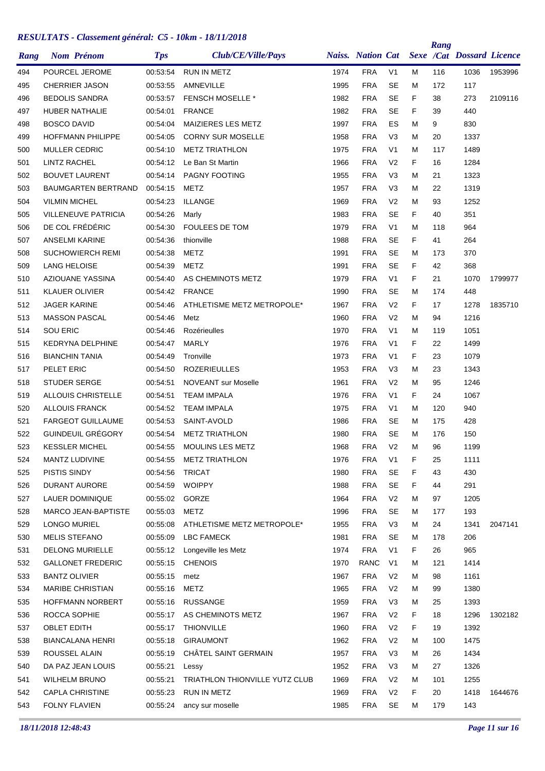## *RESULTATS - Classement général: C5 - 10km - 18/11/2018*

| Rang | Nom Prénom | Tps | Club/CE/Ville/Pays | Naiss. | Nation | Cat | Sexe | Rang /Cat | Dossard | Licence |
|---|---|---|---|---|---|---|---|---|---|---|
| 494 | POURCEL JEROME | 00:53:54 | RUN IN METZ | 1974 | FRA | V1 | M | 116 | 1036 | 1953996 |
| 495 | CHERRIER JASON | 00:53:55 | AMNEVILLE | 1995 | FRA | SE | M | 172 | 117 | |
| 496 | BEDOLIS SANDRA | 00:53:57 | FENSCH MOSELLE * | 1982 | FRA | SE | F | 38 | 273 | 2109116 |
| 497 | HUBER NATHALIE | 00:54:01 | FRANCE | 1982 | FRA | SE | F | 39 | 440 | |
| 498 | BOSCO DAVID | 00:54:04 | MAIZIERES LES METZ | 1997 | FRA | ES | M | 9 | 830 | |
| 499 | HOFFMANN PHILIPPE | 00:54:05 | CORNY SUR MOSELLE | 1958 | FRA | V3 | M | 20 | 1337 | |
| 500 | MULLER CEDRIC | 00:54:10 | METZ TRIATHLON | 1975 | FRA | V1 | M | 117 | 1489 | |
| 501 | LINTZ RACHEL | 00:54:12 | Le Ban St Martin | 1966 | FRA | V2 | F | 16 | 1284 | |
| 502 | BOUVET LAURENT | 00:54:14 | PAGNY FOOTING | 1955 | FRA | V3 | M | 21 | 1323 | |
| 503 | BAUMGARTEN BERTRAND | 00:54:15 | METZ | 1957 | FRA | V3 | M | 22 | 1319 | |
| 504 | VILMIN MICHEL | 00:54:23 | ILLANGE | 1969 | FRA | V2 | M | 93 | 1252 | |
| 505 | VILLENEUVE PATRICIA | 00:54:26 | Marly | 1983 | FRA | SE | F | 40 | 351 | |
| 506 | DE COL FRÉDÉRIC | 00:54:30 | FOULEES DE TOM | 1979 | FRA | V1 | M | 118 | 964 | |
| 507 | ANSELMI KARINE | 00:54:36 | thionville | 1988 | FRA | SE | F | 41 | 264 | |
| 508 | SUCHOWIERCH REMI | 00:54:38 | METZ | 1991 | FRA | SE | M | 173 | 370 | |
| 509 | LANG HELOISE | 00:54:39 | METZ | 1991 | FRA | SE | F | 42 | 368 | |
| 510 | AZIOUANE YASSINA | 00:54:40 | AS CHEMINOTS METZ | 1979 | FRA | V1 | F | 21 | 1070 | 1799977 |
| 511 | KLAUER OLIVIER | 00:54:42 | FRANCE | 1990 | FRA | SE | M | 174 | 448 | |
| 512 | JAGER KARINE | 00:54:46 | ATHLETISME METZ METROPOLE* | 1967 | FRA | V2 | F | 17 | 1278 | 1835710 |
| 513 | MASSON PASCAL | 00:54:46 | Metz | 1960 | FRA | V2 | M | 94 | 1216 | |
| 514 | SOU ERIC | 00:54:46 | Rozérieulles | 1970 | FRA | V1 | M | 119 | 1051 | |
| 515 | KEDRYNA DELPHINE | 00:54:47 | MARLY | 1976 | FRA | V1 | F | 22 | 1499 | |
| 516 | BIANCHIN TANIA | 00:54:49 | Tronville | 1973 | FRA | V1 | F | 23 | 1079 | |
| 517 | PELET ERIC | 00:54:50 | ROZERIEULLES | 1953 | FRA | V3 | M | 23 | 1343 | |
| 518 | STUDER SERGE | 00:54:51 | NOVEANT sur Moselle | 1961 | FRA | V2 | M | 95 | 1246 | |
| 519 | ALLOUIS CHRISTELLE | 00:54:51 | TEAM IMPALA | 1976 | FRA | V1 | F | 24 | 1067 | |
| 520 | ALLOUIS FRANCK | 00:54:52 | TEAM IMPALA | 1975 | FRA | V1 | M | 120 | 940 | |
| 521 | FARGEOT GUILLAUME | 00:54:53 | SAINT-AVOLD | 1986 | FRA | SE | M | 175 | 428 | |
| 522 | GUINDEUIL GRÉGORY | 00:54:54 | METZ TRIATHLON | 1980 | FRA | SE | M | 176 | 150 | |
| 523 | KESSLER MICHEL | 00:54:55 | MOULINS LES METZ | 1968 | FRA | V2 | M | 96 | 1199 | |
| 524 | MANTZ LUDIVINE | 00:54:55 | METZ TRIATHLON | 1976 | FRA | V1 | F | 25 | 1111 | |
| 525 | PISTIS SINDY | 00:54:56 | TRICAT | 1980 | FRA | SE | F | 43 | 430 | |
| 526 | DURANT AURORE | 00:54:59 | WOIPPY | 1988 | FRA | SE | F | 44 | 291 | |
| 527 | LAUER DOMINIQUE | 00:55:02 | GORZE | 1964 | FRA | V2 | M | 97 | 1205 | |
| 528 | MARCO JEAN-BAPTISTE | 00:55:03 | METZ | 1996 | FRA | SE | M | 177 | 193 | |
| 529 | LONGO MURIEL | 00:55:08 | ATHLETISME METZ METROPOLE* | 1955 | FRA | V3 | M | 24 | 1341 | 2047141 |
| 530 | MELIS STEFANO | 00:55:09 | LBC FAMECK | 1981 | FRA | SE | M | 178 | 206 | |
| 531 | DELONG MURIELLE | 00:55:12 | Longeville les Metz | 1974 | FRA | V1 | F | 26 | 965 | |
| 532 | GALLONET FREDERIC | 00:55:15 | CHENOIS | 1970 | RANC | V1 | M | 121 | 1414 | |
| 533 | BANTZ OLIVIER | 00:55:15 | metz | 1967 | FRA | V2 | M | 98 | 1161 | |
| 534 | MARIBE CHRISTIAN | 00:55:16 | METZ | 1965 | FRA | V2 | M | 99 | 1380 | |
| 535 | HOFFMANN NORBERT | 00:55:16 | RUSSANGE | 1959 | FRA | V3 | M | 25 | 1393 | |
| 536 | ROCCA SOPHIE | 00:55:17 | AS CHEMINOTS METZ | 1967 | FRA | V2 | F | 18 | 1296 | 1302182 |
| 537 | OBLET EDITH | 00:55:17 | THIONVILLE | 1960 | FRA | V2 | F | 19 | 1392 | |
| 538 | BIANCALANA HENRI | 00:55:18 | GIRAUMONT | 1962 | FRA | V2 | M | 100 | 1475 | |
| 539 | ROUSSEL ALAIN | 00:55:19 | CHÂTEL SAINT GERMAIN | 1957 | FRA | V3 | M | 26 | 1434 | |
| 540 | DA PAZ JEAN LOUIS | 00:55:21 | Lessy | 1952 | FRA | V3 | M | 27 | 1326 | |
| 541 | WILHELM BRUNO | 00:55:21 | TRIATHLON THIONVILLE YUTZ CLUB | 1969 | FRA | V2 | M | 101 | 1255 | |
| 542 | CAPLA CHRISTINE | 00:55:23 | RUN IN METZ | 1969 | FRA | V2 | F | 20 | 1418 | 1644676 |
| 543 | FOLNY FLAVIEN | 00:55:24 | ancy sur moselle | 1985 | FRA | SE | M | 179 | 143 | |

*18/11/2018 12:48:43*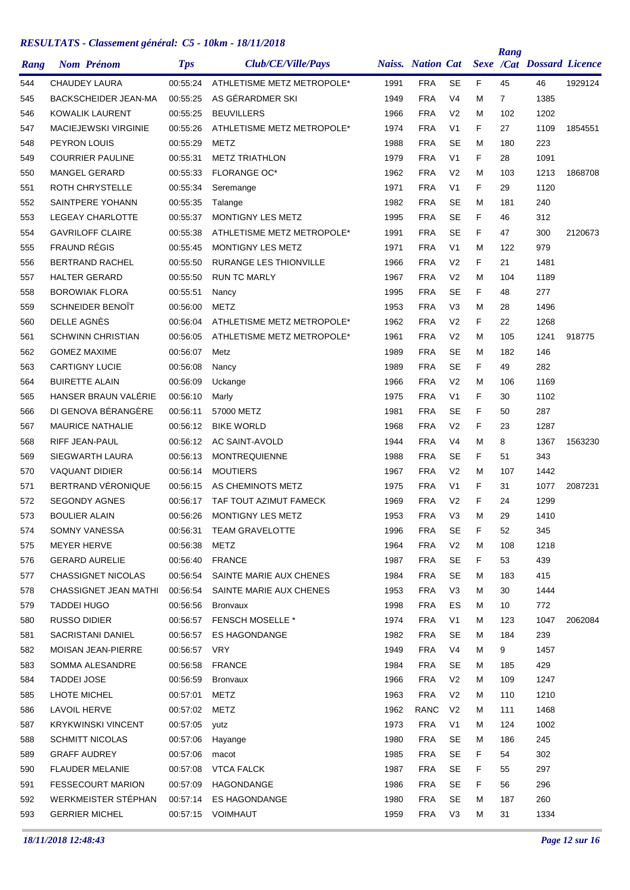## *RESULTATS - Classement général: C5 - 10km - 18/11/2018*

| Rang | Nom Prénom | Tps | Club/CE/Ville/Pays | Naiss. | Nation | Cat | Sexe | Rang /Cat | Dossard | Licence |
|---|---|---|---|---|---|---|---|---|---|---|
| 544 | CHAUDEY LAURA | 00:55:24 | ATHLETISME METZ METROPOLE* | 1991 | FRA | SE | F | 45 | 46 | 1929124 |
| 545 | BACKSCHEIDER JEAN-MA | 00:55:25 | AS GÉRARDMER SKI | 1949 | FRA | V4 | M | 7 | 1385 | |
| 546 | KOWALIK LAURENT | 00:55:25 | BEUVILLERS | 1966 | FRA | V2 | M | 102 | 1202 | |
| 547 | MACIEJEWSKI VIRGINIE | 00:55:26 | ATHLETISME METZ METROPOLE* | 1974 | FRA | V1 | F | 27 | 1109 | 1854551 |
| 548 | PEYRON LOUIS | 00:55:29 | METZ | 1988 | FRA | SE | M | 180 | 223 | |
| 549 | COURRIER PAULINE | 00:55:31 | METZ TRIATHLON | 1979 | FRA | V1 | F | 28 | 1091 | |
| 550 | MANGEL GERARD | 00:55:33 | FLORANGE OC* | 1962 | FRA | V2 | M | 103 | 1213 | 1868708 |
| 551 | ROTH CHRYSTELLE | 00:55:34 | Seremange | 1971 | FRA | V1 | F | 29 | 1120 | |
| 552 | SAINTPERE YOHANN | 00:55:35 | Talange | 1982 | FRA | SE | M | 181 | 240 | |
| 553 | LEGEAY CHARLOTTE | 00:55:37 | MONTIGNY LES METZ | 1995 | FRA | SE | F | 46 | 312 | |
| 554 | GAVRILOFF CLAIRE | 00:55:38 | ATHLETISME METZ METROPOLE* | 1991 | FRA | SE | F | 47 | 300 | 2120673 |
| 555 | FRAUND RÉGIS | 00:55:45 | MONTIGNY LES METZ | 1971 | FRA | V1 | M | 122 | 979 | |
| 556 | BERTRAND RACHEL | 00:55:50 | RURANGE LES THIONVILLE | 1966 | FRA | V2 | F | 21 | 1481 | |
| 557 | HALTER GERARD | 00:55:50 | RUN TC MARLY | 1967 | FRA | V2 | M | 104 | 1189 | |
| 558 | BOROWIAK FLORA | 00:55:51 | Nancy | 1995 | FRA | SE | F | 48 | 277 | |
| 559 | SCHNEIDER BENOÎT | 00:56:00 | METZ | 1953 | FRA | V3 | M | 28 | 1496 | |
| 560 | DELLE AGNÈS | 00:56:04 | ATHLETISME METZ METROPOLE* | 1962 | FRA | V2 | F | 22 | 1268 | |
| 561 | SCHWINN CHRISTIAN | 00:56:05 | ATHLETISME METZ METROPOLE* | 1961 | FRA | V2 | M | 105 | 1241 | 918775 |
| 562 | GOMEZ MAXIME | 00:56:07 | Metz | 1989 | FRA | SE | M | 182 | 146 | |
| 563 | CARTIGNY LUCIE | 00:56:08 | Nancy | 1989 | FRA | SE | F | 49 | 282 | |
| 564 | BUIRETTE ALAIN | 00:56:09 | Uckange | 1966 | FRA | V2 | M | 106 | 1169 | |
| 565 | HANSER BRAUN VALÉRIE | 00:56:10 | Marly | 1975 | FRA | V1 | F | 30 | 1102 | |
| 566 | DI GENOVA BÉRANGÈRE | 00:56:11 | 57000 METZ | 1981 | FRA | SE | F | 50 | 287 | |
| 567 | MAURICE NATHALIE | 00:56:12 | BIKE WORLD | 1968 | FRA | V2 | F | 23 | 1287 | |
| 568 | RIFF JEAN-PAUL | 00:56:12 | AC SAINT-AVOLD | 1944 | FRA | V4 | M | 8 | 1367 | 1563230 |
| 569 | SIEGWARTH LAURA | 00:56:13 | MONTREQUIENNE | 1988 | FRA | SE | F | 51 | 343 | |
| 570 | VAQUANT DIDIER | 00:56:14 | MOUTIERS | 1967 | FRA | V2 | M | 107 | 1442 | |
| 571 | BERTRAND VÉRONIQUE | 00:56:15 | AS CHEMINOTS METZ | 1975 | FRA | V1 | F | 31 | 1077 | 2087231 |
| 572 | SEGONDY AGNES | 00:56:17 | TAF TOUT AZIMUT FAMECK | 1969 | FRA | V2 | F | 24 | 1299 | |
| 573 | BOULIER ALAIN | 00:56:26 | MONTIGNY LES METZ | 1953 | FRA | V3 | M | 29 | 1410 | |
| 574 | SOMNY VANESSA | 00:56:31 | TEAM GRAVELOTTE | 1996 | FRA | SE | F | 52 | 345 | |
| 575 | MEYER HERVE | 00:56:38 | METZ | 1964 | FRA | V2 | M | 108 | 1218 | |
| 576 | GERARD AURELIE | 00:56:40 | FRANCE | 1987 | FRA | SE | F | 53 | 439 | |
| 577 | CHASSIGNET NICOLAS | 00:56:54 | SAINTE MARIE AUX CHENES | 1984 | FRA | SE | M | 183 | 415 | |
| 578 | CHASSIGNET JEAN MATHI | 00:56:54 | SAINTE MARIE AUX CHENES | 1953 | FRA | V3 | M | 30 | 1444 | |
| 579 | TADDEI HUGO | 00:56:56 | Bronvaux | 1998 | FRA | ES | M | 10 | 772 | |
| 580 | RUSSO DIDIER | 00:56:57 | FENSCH MOSELLE * | 1974 | FRA | V1 | M | 123 | 1047 | 2062084 |
| 581 | SACRISTANI DANIEL | 00:56:57 | ES HAGONDANGE | 1982 | FRA | SE | M | 184 | 239 | |
| 582 | MOISAN JEAN-PIERRE | 00:56:57 | VRY | 1949 | FRA | V4 | M | 9 | 1457 | |
| 583 | SOMMA ALESANDRE | 00:56:58 | FRANCE | 1984 | FRA | SE | M | 185 | 429 | |
| 584 | TADDEI JOSE | 00:56:59 | Bronvaux | 1966 | FRA | V2 | M | 109 | 1247 | |
| 585 | LHOTE MICHEL | 00:57:01 | METZ | 1963 | FRA | V2 | M | 110 | 1210 | |
| 586 | LAVOIL HERVE | 00:57:02 | METZ | 1962 | RANC | V2 | M | 111 | 1468 | |
| 587 | KRYKWINSKI VINCENT | 00:57:05 | yutz | 1973 | FRA | V1 | M | 124 | 1002 | |
| 588 | SCHMITT NICOLAS | 00:57:06 | Hayange | 1980 | FRA | SE | M | 186 | 245 | |
| 589 | GRAFF AUDREY | 00:57:06 | macot | 1985 | FRA | SE | F | 54 | 302 | |
| 590 | FLAUDER MELANIE | 00:57:08 | VTCA FALCK | 1987 | FRA | SE | F | 55 | 297 | |
| 591 | FESSECOURT MARION | 00:57:09 | HAGONDANGE | 1986 | FRA | SE | F | 56 | 296 | |
| 592 | WERKMEISTER STÉPHAN | 00:57:14 | ES HAGONDANGE | 1980 | FRA | SE | M | 187 | 260 | |
| 593 | GERRIER MICHEL | 00:57:15 | VOIMHAUT | 1959 | FRA | V3 | M | 31 | 1334 | |

*18/11/2018 12:48:43*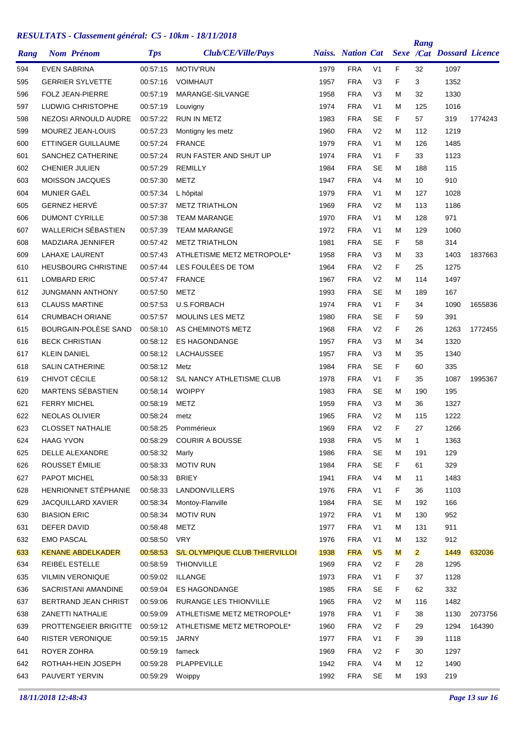# RESULTATS - Classement général: C5 - 10km - 18/11/2018

| Rang | Nom Prénom | Tps | Club/CE/Ville/Pays | Naiss. | Nation | Cat | Sexe | Rang /Cat | Dossard | Licence |
|---|---|---|---|---|---|---|---|---|---|---|
| 594 | EVEN SABRINA | 00:57:15 | MOTIV'RUN | 1979 | FRA | V1 | F | 32 | 1097 | |
| 595 | GERRIER SYLVETTE | 00:57:16 | VOIMHAUT | 1957 | FRA | V3 | F | 3 | 1352 | |
| 596 | FOLZ JEAN-PIERRE | 00:57:19 | MARANGE-SILVANGE | 1958 | FRA | V3 | M | 32 | 1330 | |
| 597 | LUDWIG CHRISTOPHE | 00:57:19 | Louvigny | 1974 | FRA | V1 | M | 125 | 1016 | |
| 598 | NEZOSI ARNOULD AUDRE | 00:57:22 | RUN IN METZ | 1983 | FRA | SE | F | 57 | 319 | 1774243 |
| 599 | MOUREZ JEAN-LOUIS | 00:57:23 | Montigny les metz | 1960 | FRA | V2 | M | 112 | 1219 | |
| 600 | ETTINGER GUILLAUME | 00:57:24 | FRANCE | 1979 | FRA | V1 | M | 126 | 1485 | |
| 601 | SANCHEZ CATHERINE | 00:57:24 | RUN FASTER AND SHUT UP | 1974 | FRA | V1 | F | 33 | 1123 | |
| 602 | CHENIER JULIEN | 00:57:29 | REMILLY | 1984 | FRA | SE | M | 188 | 115 | |
| 603 | MOISSON JACQUES | 00:57:30 | METZ | 1947 | FRA | V4 | M | 10 | 910 | |
| 604 | MUNIER GAËL | 00:57:34 | L hôpital | 1979 | FRA | V1 | M | 127 | 1028 | |
| 605 | GERNEZ HERVÉ | 00:57:37 | METZ TRIATHLON | 1969 | FRA | V2 | M | 113 | 1186 | |
| 606 | DUMONT CYRILLE | 00:57:38 | TEAM MARANGE | 1970 | FRA | V1 | M | 128 | 971 | |
| 607 | WALLERICH SÉBASTIEN | 00:57:39 | TEAM MARANGE | 1972 | FRA | V1 | M | 129 | 1060 | |
| 608 | MADZIARA JENNIFER | 00:57:42 | METZ TRIATHLON | 1981 | FRA | SE | F | 58 | 314 | |
| 609 | LAHAXE LAURENT | 00:57:43 | ATHLETISME METZ METROPOLE* | 1958 | FRA | V3 | M | 33 | 1403 | 1837663 |
| 610 | HEUSBOURG CHRISTINE | 00:57:44 | LES FOULÉES DE TOM | 1964 | FRA | V2 | F | 25 | 1275 | |
| 611 | LOMBARD ERIC | 00:57:47 | FRANCE | 1967 | FRA | V2 | M | 114 | 1497 | |
| 612 | JUNGMANN ANTHONY | 00:57:50 | METZ | 1993 | FRA | SE | M | 189 | 167 | |
| 613 | CLAUSS MARTINE | 00:57:53 | U.S.FORBACH | 1974 | FRA | V1 | F | 34 | 1090 | 1655836 |
| 614 | CRUMBACH ORIANE | 00:57:57 | MOULINS LES METZ | 1980 | FRA | SE | F | 59 | 391 | |
| 615 | BOURGAIN-POLÈSE SAND | 00:58:10 | AS CHEMINOTS METZ | 1968 | FRA | V2 | F | 26 | 1263 | 1772455 |
| 616 | BECK CHRISTIAN | 00:58:12 | ES HAGONDANGE | 1957 | FRA | V3 | M | 34 | 1320 | |
| 617 | KLEIN DANIEL | 00:58:12 | LACHAUSSEE | 1957 | FRA | V3 | M | 35 | 1340 | |
| 618 | SALIN CATHERINE | 00:58:12 | Metz | 1984 | FRA | SE | F | 60 | 335 | |
| 619 | CHIVOT CÉCILE | 00:58:12 | S/L NANCY ATHLETISME CLUB | 1978 | FRA | V1 | F | 35 | 1087 | 1995367 |
| 620 | MARTENS SÉBASTIEN | 00:58:14 | WOIPPY | 1983 | FRA | SE | M | 190 | 195 | |
| 621 | FERRY MICHEL | 00:58:19 | METZ | 1959 | FRA | V3 | M | 36 | 1327 | |
| 622 | NEOLAS OLIVIER | 00:58:24 | metz | 1965 | FRA | V2 | M | 115 | 1222 | |
| 623 | CLOSSET NATHALIE | 00:58:25 | Pommérieux | 1969 | FRA | V2 | F | 27 | 1266 | |
| 624 | HAAG YVON | 00:58:29 | COURIR A BOUSSE | 1938 | FRA | V5 | M | 1 | 1363 | |
| 625 | DELLE ALEXANDRE | 00:58:32 | Marly | 1986 | FRA | SE | M | 191 | 129 | |
| 626 | ROUSSET ÉMILIE | 00:58:33 | MOTIV RUN | 1984 | FRA | SE | F | 61 | 329 | |
| 627 | PAPOT MICHEL | 00:58:33 | BRIEY | 1941 | FRA | V4 | M | 11 | 1483 | |
| 628 | HENRIONNET STÉPHANIE | 00:58:33 | LANDONVILLERS | 1976 | FRA | V1 | F | 36 | 1103 | |
| 629 | JACQUILLARD XAVIER | 00:58:34 | Montoy-Flanville | 1984 | FRA | SE | M | 192 | 166 | |
| 630 | BIASION ERIC | 00:58:34 | MOTIV RUN | 1972 | FRA | V1 | M | 130 | 952 | |
| 631 | DEFER DAVID | 00:58:48 | METZ | 1977 | FRA | V1 | M | 131 | 911 | |
| 632 | EMO PASCAL | 00:58:50 | VRY | 1976 | FRA | V1 | M | 132 | 912 | |
| 633 | KENANE ABDELKADER | 00:58:53 | S/L OLYMPIQUE CLUB THIERVILLOI | 1938 | FRA | V5 | M | 2 | 1449 | 632036 |
| 634 | REIBEL ESTELLE | 00:58:59 | THIONVILLE | 1969 | FRA | V2 | F | 28 | 1295 | |
| 635 | VILMIN VERONIQUE | 00:59:02 | ILLANGE | 1973 | FRA | V1 | F | 37 | 1128 | |
| 636 | SACRISTANI AMANDINE | 00:59:04 | ES HAGONDANGE | 1985 | FRA | SE | F | 62 | 332 | |
| 637 | BERTRAND JEAN CHRIST | 00:59:06 | RURANGE LES THIONVILLE | 1965 | FRA | V2 | M | 116 | 1482 | |
| 638 | ZANETTI NATHALIE | 00:59:09 | ATHLETISME METZ METROPOLE* | 1978 | FRA | V1 | F | 38 | 1130 | 2073756 |
| 639 | PROTTENGEIER BRIGITTE | 00:59:12 | ATHLETISME METZ METROPOLE* | 1960 | FRA | V2 | F | 29 | 1294 | 164390 |
| 640 | RISTER VERONIQUE | 00:59:15 | JARNY | 1977 | FRA | V1 | F | 39 | 1118 | |
| 641 | ROYER ZOHRA | 00:59:19 | fameck | 1969 | FRA | V2 | F | 30 | 1297 | |
| 642 | ROTHAH-HEIN JOSEPH | 00:59:28 | PLAPPEVILLE | 1942 | FRA | V4 | M | 12 | 1490 | |
| 643 | PAUVERT YERVIN | 00:59:29 | Woippy | 1992 | FRA | SE | M | 193 | 219 | |

*18/11/2018 12:48:43*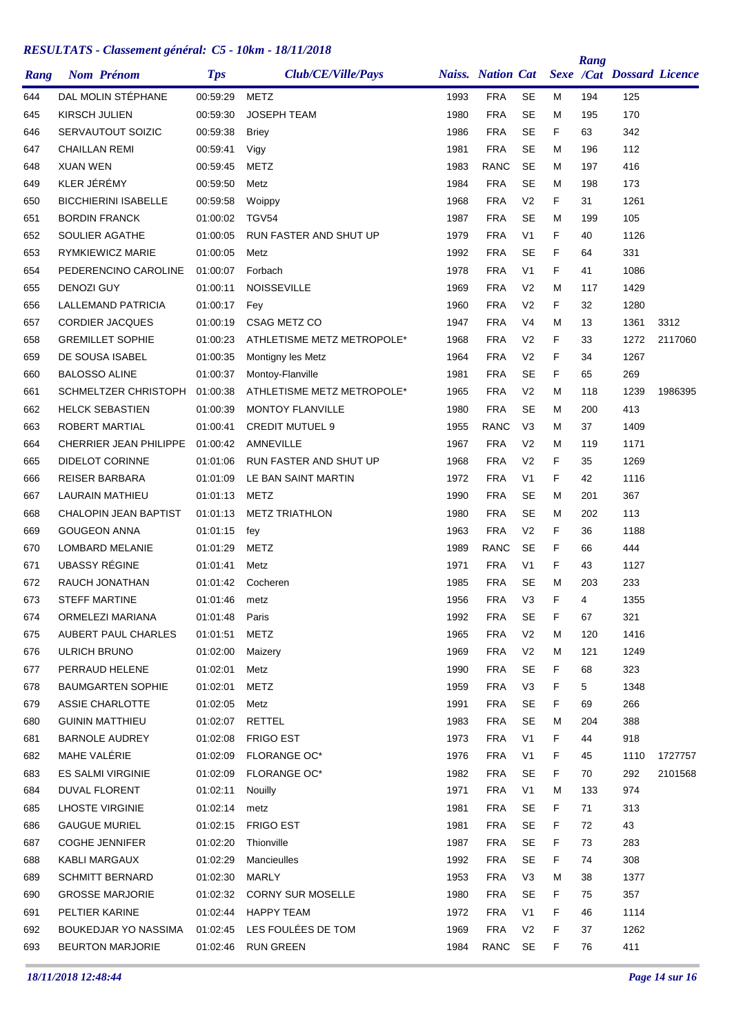## *RESULTATS - Classement général: C5 - 10km - 18/11/2018*

| Rang | Nom Prénom | Tps | Club/CE/Ville/Pays | Naiss. | Nation | Cat | Sexe | Rang /Cat | Dossard | Licence |
|---|---|---|---|---|---|---|---|---|---|---|
| 644 | DAL MOLIN STÉPHANE | 00:59:29 | METZ | 1993 | FRA | SE | M | 194 | 125 | |
| 645 | KIRSCH JULIEN | 00:59:30 | JOSEPH TEAM | 1980 | FRA | SE | M | 195 | 170 | |
| 646 | SERVAUTOUT SOIZIC | 00:59:38 | Briey | 1986 | FRA | SE | F | 63 | 342 | |
| 647 | CHAILLAN REMI | 00:59:41 | Vigy | 1981 | FRA | SE | M | 196 | 112 | |
| 648 | XUAN WEN | 00:59:45 | METZ | 1983 | RANC | SE | M | 197 | 416 | |
| 649 | KLER JÉRÉMY | 00:59:50 | Metz | 1984 | FRA | SE | M | 198 | 173 | |
| 650 | BICCHIERINI ISABELLE | 00:59:58 | Woippy | 1968 | FRA | V2 | F | 31 | 1261 | |
| 651 | BORDIN FRANCK | 01:00:02 | TGV54 | 1987 | FRA | SE | M | 199 | 105 | |
| 652 | SOULIER AGATHE | 01:00:05 | RUN FASTER AND SHUT UP | 1979 | FRA | V1 | F | 40 | 1126 | |
| 653 | RYMKIEWICZ MARIE | 01:00:05 | Metz | 1992 | FRA | SE | F | 64 | 331 | |
| 654 | PEDERENCINO CAROLINE | 01:00:07 | Forbach | 1978 | FRA | V1 | F | 41 | 1086 | |
| 655 | DENOZI GUY | 01:00:11 | NOISSEVILLE | 1969 | FRA | V2 | M | 117 | 1429 | |
| 656 | LALLEMAND PATRICIA | 01:00:17 | Fey | 1960 | FRA | V2 | F | 32 | 1280 | |
| 657 | CORDIER JACQUES | 01:00:19 | CSAG METZ CO | 1947 | FRA | V4 | M | 13 | 1361 | 3312 |
| 658 | GREMILLET SOPHIE | 01:00:23 | ATHLETISME METZ METROPOLE* | 1968 | FRA | V2 | F | 33 | 1272 | 2117060 |
| 659 | DE SOUSA ISABEL | 01:00:35 | Montigny les Metz | 1964 | FRA | V2 | F | 34 | 1267 | |
| 660 | BALOSSO ALINE | 01:00:37 | Montoy-Flanville | 1981 | FRA | SE | F | 65 | 269 | |
| 661 | SCHMELTZER CHRISTOPH | 01:00:38 | ATHLETISME METZ METROPOLE* | 1965 | FRA | V2 | M | 118 | 1239 | 1986395 |
| 662 | HELCK SEBASTIEN | 01:00:39 | MONTOY FLANVILLE | 1980 | FRA | SE | M | 200 | 413 | |
| 663 | ROBERT MARTIAL | 01:00:41 | CREDIT MUTUEL 9 | 1955 | RANC | V3 | M | 37 | 1409 | |
| 664 | CHERRIER JEAN PHILIPPE | 01:00:42 | AMNEVILLE | 1967 | FRA | V2 | M | 119 | 1171 | |
| 665 | DIDELOT CORINNE | 01:01:06 | RUN FASTER AND SHUT UP | 1968 | FRA | V2 | F | 35 | 1269 | |
| 666 | REISER BARBARA | 01:01:09 | LE BAN SAINT MARTIN | 1972 | FRA | V1 | F | 42 | 1116 | |
| 667 | LAURAIN MATHIEU | 01:01:13 | METZ | 1990 | FRA | SE | M | 201 | 367 | |
| 668 | CHALOPIN JEAN BAPTIST | 01:01:13 | METZ TRIATHLON | 1980 | FRA | SE | M | 202 | 113 | |
| 669 | GOUGEON ANNA | 01:01:15 | fey | 1963 | FRA | V2 | F | 36 | 1188 | |
| 670 | LOMBARD MELANIE | 01:01:29 | METZ | 1989 | RANC | SE | F | 66 | 444 | |
| 671 | UBASSY RÉGINE | 01:01:41 | Metz | 1971 | FRA | V1 | F | 43 | 1127 | |
| 672 | RAUCH JONATHAN | 01:01:42 | Cocheren | 1985 | FRA | SE | M | 203 | 233 | |
| 673 | STEFF MARTINE | 01:01:46 | metz | 1956 | FRA | V3 | F | 4 | 1355 | |
| 674 | ORMELEZI MARIANA | 01:01:48 | Paris | 1992 | FRA | SE | F | 67 | 321 | |
| 675 | AUBERT PAUL CHARLES | 01:01:51 | METZ | 1965 | FRA | V2 | M | 120 | 1416 | |
| 676 | ULRICH BRUNO | 01:02:00 | Maizery | 1969 | FRA | V2 | M | 121 | 1249 | |
| 677 | PERRAUD HELENE | 01:02:01 | Metz | 1990 | FRA | SE | F | 68 | 323 | |
| 678 | BAUMGARTEN SOPHIE | 01:02:01 | METZ | 1959 | FRA | V3 | F | 5 | 1348 | |
| 679 | ASSIE CHARLOTTE | 01:02:05 | Metz | 1991 | FRA | SE | F | 69 | 266 | |
| 680 | GUININ MATTHIEU | 01:02:07 | RETTEL | 1983 | FRA | SE | M | 204 | 388 | |
| 681 | BARNOLE AUDREY | 01:02:08 | FRIGO EST | 1973 | FRA | V1 | F | 44 | 918 | |
| 682 | MAHE VALÉRIE | 01:02:09 | FLORANGE OC* | 1976 | FRA | V1 | F | 45 | 1110 | 1727757 |
| 683 | ES SALMI VIRGINIE | 01:02:09 | FLORANGE OC* | 1982 | FRA | SE | F | 70 | 292 | 2101568 |
| 684 | DUVAL FLORENT | 01:02:11 | Nouilly | 1971 | FRA | V1 | M | 133 | 974 | |
| 685 | LHOSTE VIRGINIE | 01:02:14 | metz | 1981 | FRA | SE | F | 71 | 313 | |
| 686 | GAUGUE MURIEL | 01:02:15 | FRIGO EST | 1981 | FRA | SE | F | 72 | 43 | |
| 687 | COGHE JENNIFER | 01:02:20 | Thionville | 1987 | FRA | SE | F | 73 | 283 | |
| 688 | KABLI MARGAUX | 01:02:29 | Mancieulles | 1992 | FRA | SE | F | 74 | 308 | |
| 689 | SCHMITT BERNARD | 01:02:30 | MARLY | 1953 | FRA | V3 | M | 38 | 1377 | |
| 690 | GROSSE MARJORIE | 01:02:32 | CORNY SUR MOSELLE | 1980 | FRA | SE | F | 75 | 357 | |
| 691 | PELTIER KARINE | 01:02:44 | HAPPY TEAM | 1972 | FRA | V1 | F | 46 | 1114 | |
| 692 | BOUKEDJAR YO NASSIMA | 01:02:45 | LES FOULÉES DE TOM | 1969 | FRA | V2 | F | 37 | 1262 | |
| 693 | BEURTON MARJORIE | 01:02:46 | RUN GREEN | 1984 | RANC | SE | F | 76 | 411 | |

*18/11/2018 12:48:44*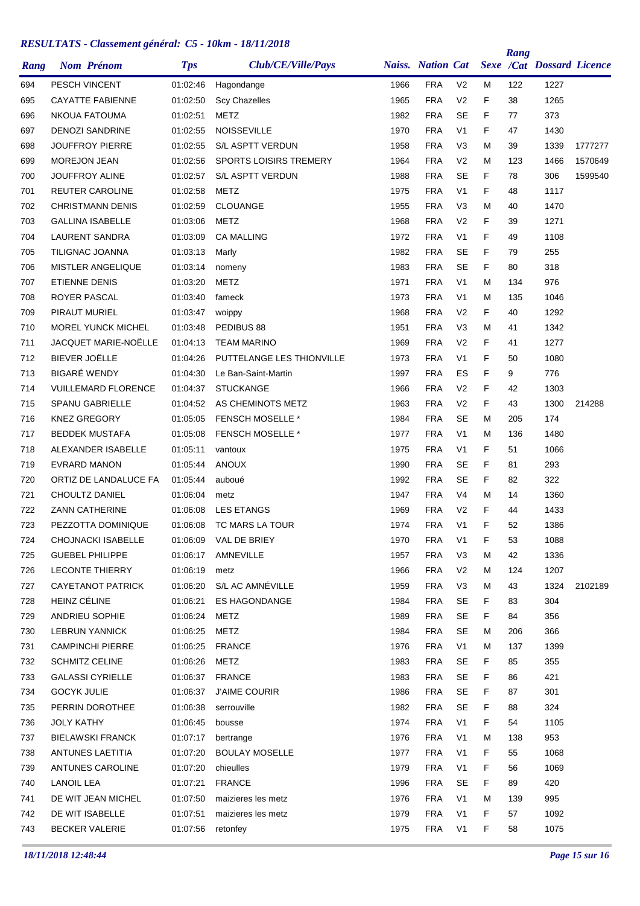## RESULTATS - Classement général: C5 - 10km - 18/11/2018

| Rang | Nom Prénom | Tps | Club/CE/Ville/Pays | Naiss. | Nation | Cat | Sexe | Rang /Cat | Dossard | Licence |
|---|---|---|---|---|---|---|---|---|---|---|
| 694 | PESCH VINCENT | 01:02:46 | Hagondange | 1966 | FRA | V2 | M | 122 | 1227 | |
| 695 | CAYATTE FABIENNE | 01:02:50 | Scy Chazelles | 1965 | FRA | V2 | F | 38 | 1265 | |
| 696 | NKOUA FATOUMA | 01:02:51 | METZ | 1982 | FRA | SE | F | 77 | 373 | |
| 697 | DENOZI SANDRINE | 01:02:55 | NOISSEVILLE | 1970 | FRA | V1 | F | 47 | 1430 | |
| 698 | JOUFFROY PIERRE | 01:02:55 | S/L ASPTT VERDUN | 1958 | FRA | V3 | M | 39 | 1339 | 1777277 |
| 699 | MOREJON JEAN | 01:02:56 | SPORTS LOISIRS TREMERY | 1964 | FRA | V2 | M | 123 | 1466 | 1570649 |
| 700 | JOUFFROY ALINE | 01:02:57 | S/L ASPTT VERDUN | 1988 | FRA | SE | F | 78 | 306 | 1599540 |
| 701 | REUTER CAROLINE | 01:02:58 | METZ | 1975 | FRA | V1 | F | 48 | 1117 | |
| 702 | CHRISTMANN DENIS | 01:02:59 | CLOUANGE | 1955 | FRA | V3 | M | 40 | 1470 | |
| 703 | GALLINA ISABELLE | 01:03:06 | METZ | 1968 | FRA | V2 | F | 39 | 1271 | |
| 704 | LAURENT SANDRA | 01:03:09 | CA MALLING | 1972 | FRA | V1 | F | 49 | 1108 | |
| 705 | TILIGNAC JOANNA | 01:03:13 | Marly | 1982 | FRA | SE | F | 79 | 255 | |
| 706 | MISTLER ANGELIQUE | 01:03:14 | nomeny | 1983 | FRA | SE | F | 80 | 318 | |
| 707 | ETIENNE DENIS | 01:03:20 | METZ | 1971 | FRA | V1 | M | 134 | 976 | |
| 708 | ROYER PASCAL | 01:03:40 | fameck | 1973 | FRA | V1 | M | 135 | 1046 | |
| 709 | PIRAUT MURIEL | 01:03:47 | woippy | 1968 | FRA | V2 | F | 40 | 1292 | |
| 710 | MOREL YUNCK MICHEL | 01:03:48 | PEDIBUS 88 | 1951 | FRA | V3 | M | 41 | 1342 | |
| 711 | JACQUET MARIE-NOËLLE | 01:04:13 | TEAM MARINO | 1969 | FRA | V2 | F | 41 | 1277 | |
| 712 | BIEVER JOËLLE | 01:04:26 | PUTTELANGE LES THIONVILLE | 1973 | FRA | V1 | F | 50 | 1080 | |
| 713 | BIGARÉ WENDY | 01:04:30 | Le Ban-Saint-Martin | 1997 | FRA | ES | F | 9 | 776 | |
| 714 | VUILLEMARD FLORENCE | 01:04:37 | STUCKANGE | 1966 | FRA | V2 | F | 42 | 1303 | |
| 715 | SPANU GABRIELLE | 01:04:52 | AS CHEMINOTS METZ | 1963 | FRA | V2 | F | 43 | 1300 | 214288 |
| 716 | KNEZ GREGORY | 01:05:05 | FENSCH MOSELLE * | 1984 | FRA | SE | M | 205 | 174 | |
| 717 | BEDDEK MUSTAFA | 01:05:08 | FENSCH MOSELLE * | 1977 | FRA | V1 | M | 136 | 1480 | |
| 718 | ALEXANDER ISABELLE | 01:05:11 | vantoux | 1975 | FRA | V1 | F | 51 | 1066 | |
| 719 | EVRARD MANON | 01:05:44 | ANOUX | 1990 | FRA | SE | F | 81 | 293 | |
| 720 | ORTIZ DE LANDALUCE FA | 01:05:44 | auboué | 1992 | FRA | SE | F | 82 | 322 | |
| 721 | CHOULTZ DANIEL | 01:06:04 | metz | 1947 | FRA | V4 | M | 14 | 1360 | |
| 722 | ZANN CATHERINE | 01:06:08 | LES ETANGS | 1969 | FRA | V2 | F | 44 | 1433 | |
| 723 | PEZZOTTA DOMINIQUE | 01:06:08 | TC MARS LA TOUR | 1974 | FRA | V1 | F | 52 | 1386 | |
| 724 | CHOJNACKI ISABELLE | 01:06:09 | VAL DE BRIEY | 1970 | FRA | V1 | F | 53 | 1088 | |
| 725 | GUEBEL PHILIPPE | 01:06:17 | AMNEVILLE | 1957 | FRA | V3 | M | 42 | 1336 | |
| 726 | LECONTE THIERRY | 01:06:19 | metz | 1966 | FRA | V2 | M | 124 | 1207 | |
| 727 | CAYETANOT PATRICK | 01:06:20 | S/L AC AMNÉVILLE | 1959 | FRA | V3 | M | 43 | 1324 | 2102189 |
| 728 | HEINZ CÉLINE | 01:06:21 | ES HAGONDANGE | 1984 | FRA | SE | F | 83 | 304 | |
| 729 | ANDRIEU SOPHIE | 01:06:24 | METZ | 1989 | FRA | SE | F | 84 | 356 | |
| 730 | LEBRUN YANNICK | 01:06:25 | METZ | 1984 | FRA | SE | M | 206 | 366 | |
| 731 | CAMPINCHI PIERRE | 01:06:25 | FRANCE | 1976 | FRA | V1 | M | 137 | 1399 | |
| 732 | SCHMITZ CELINE | 01:06:26 | METZ | 1983 | FRA | SE | F | 85 | 355 | |
| 733 | GALASSI CYRIELLE | 01:06:37 | FRANCE | 1983 | FRA | SE | F | 86 | 421 | |
| 734 | GOCYK JULIE | 01:06:37 | J'AIME COURIR | 1986 | FRA | SE | F | 87 | 301 | |
| 735 | PERRIN DOROTHEE | 01:06:38 | serrouville | 1982 | FRA | SE | F | 88 | 324 | |
| 736 | JOLY KATHY | 01:06:45 | bousse | 1974 | FRA | V1 | F | 54 | 1105 | |
| 737 | BIELAWSKI FRANCK | 01:07:17 | bertrange | 1976 | FRA | V1 | M | 138 | 953 | |
| 738 | ANTUNES LAETITIA | 01:07:20 | BOULAY MOSELLE | 1977 | FRA | V1 | F | 55 | 1068 | |
| 739 | ANTUNES CAROLINE | 01:07:20 | chieulles | 1979 | FRA | V1 | F | 56 | 1069 | |
| 740 | LANOIL LEA | 01:07:21 | FRANCE | 1996 | FRA | SE | F | 89 | 420 | |
| 741 | DE WIT JEAN MICHEL | 01:07:50 | maizieres les metz | 1976 | FRA | V1 | M | 139 | 995 | |
| 742 | DE WIT ISABELLE | 01:07:51 | maizieres les metz | 1979 | FRA | V1 | F | 57 | 1092 | |
| 743 | BECKER VALERIE | 01:07:56 | retonfey | 1975 | FRA | V1 | F | 58 | 1075 | |

*18/11/2018 12:48:44*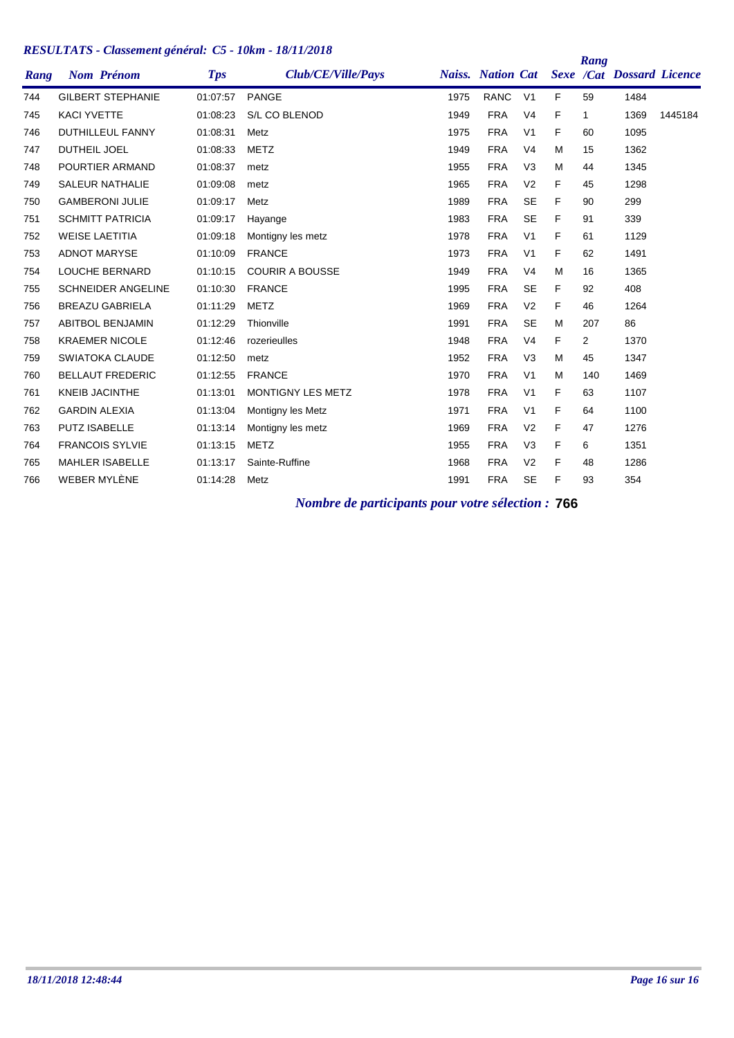## *RESULTATS - Classement général: C5 - 10km - 18/11/2018*

| *Rang* | *Nom Prénom* | *Tps* | *Club/CE/Ville/Pays* | *Naiss.* | *Nation* | *Cat* | *Sexe* | *Rang /Cat* | *Dossard* | *Licence* |
|---|---|---|---|---|---|---|---|---|---|---|
| 744 | GILBERT STEPHANIE | 01:07:57 | PANGE | 1975 | RANC | V1 | F | 59 | 1484 | |
| 745 | KACI YVETTE | 01:08:23 | S/L CO BLENOD | 1949 | FRA | V4 | F | 1 | 1369 | 1445184 |
| 746 | DUTHILLEUL FANNY | 01:08:31 | Metz | 1975 | FRA | V1 | F | 60 | 1095 | |
| 747 | DUTHEIL JOEL | 01:08:33 | METZ | 1949 | FRA | V4 | M | 15 | 1362 | |
| 748 | POURTIER ARMAND | 01:08:37 | metz | 1955 | FRA | V3 | M | 44 | 1345 | |
| 749 | SALEUR NATHALIE | 01:09:08 | metz | 1965 | FRA | V2 | F | 45 | 1298 | |
| 750 | GAMBERONI JULIE | 01:09:17 | Metz | 1989 | FRA | SE | F | 90 | 299 | |
| 751 | SCHMITT PATRICIA | 01:09:17 | Hayange | 1983 | FRA | SE | F | 91 | 339 | |
| 752 | WEISE LAETITIA | 01:09:18 | Montigny les metz | 1978 | FRA | V1 | F | 61 | 1129 | |
| 753 | ADNOT MARYSE | 01:10:09 | FRANCE | 1973 | FRA | V1 | F | 62 | 1491 | |
| 754 | LOUCHE BERNARD | 01:10:15 | COURIR A BOUSSE | 1949 | FRA | V4 | M | 16 | 1365 | |
| 755 | SCHNEIDER ANGELINE | 01:10:30 | FRANCE | 1995 | FRA | SE | F | 92 | 408 | |
| 756 | BREAZU GABRIELA | 01:11:29 | METZ | 1969 | FRA | V2 | F | 46 | 1264 | |
| 757 | ABITBOL BENJAMIN | 01:12:29 | Thionville | 1991 | FRA | SE | M | 207 | 86 | |
| 758 | KRAEMER NICOLE | 01:12:46 | rozerieulles | 1948 | FRA | V4 | F | 2 | 1370 | |
| 759 | SWIATOKA CLAUDE | 01:12:50 | metz | 1952 | FRA | V3 | M | 45 | 1347 | |
| 760 | BELLAUT FREDERIC | 01:12:55 | FRANCE | 1970 | FRA | V1 | M | 140 | 1469 | |
| 761 | KNEIB JACINTHE | 01:13:01 | MONTIGNY LES METZ | 1978 | FRA | V1 | F | 63 | 1107 | |
| 762 | GARDIN ALEXIA | 01:13:04 | Montigny les Metz | 1971 | FRA | V1 | F | 64 | 1100 | |
| 763 | PUTZ ISABELLE | 01:13:14 | Montigny les metz | 1969 | FRA | V2 | F | 47 | 1276 | |
| 764 | FRANCOIS SYLVIE | 01:13:15 | METZ | 1955 | FRA | V3 | F | 6 | 1351 | |
| 765 | MAHLER ISABELLE | 01:13:17 | Sainte-Ruffine | 1968 | FRA | V2 | F | 48 | 1286 | |
| 766 | WEBER MYLÈNE | 01:14:28 | Metz | 1991 | FRA | SE | F | 93 | 354 | |

*Nombre de participants pour votre sélection :* **766**

*18/11/2018 12:48:44*